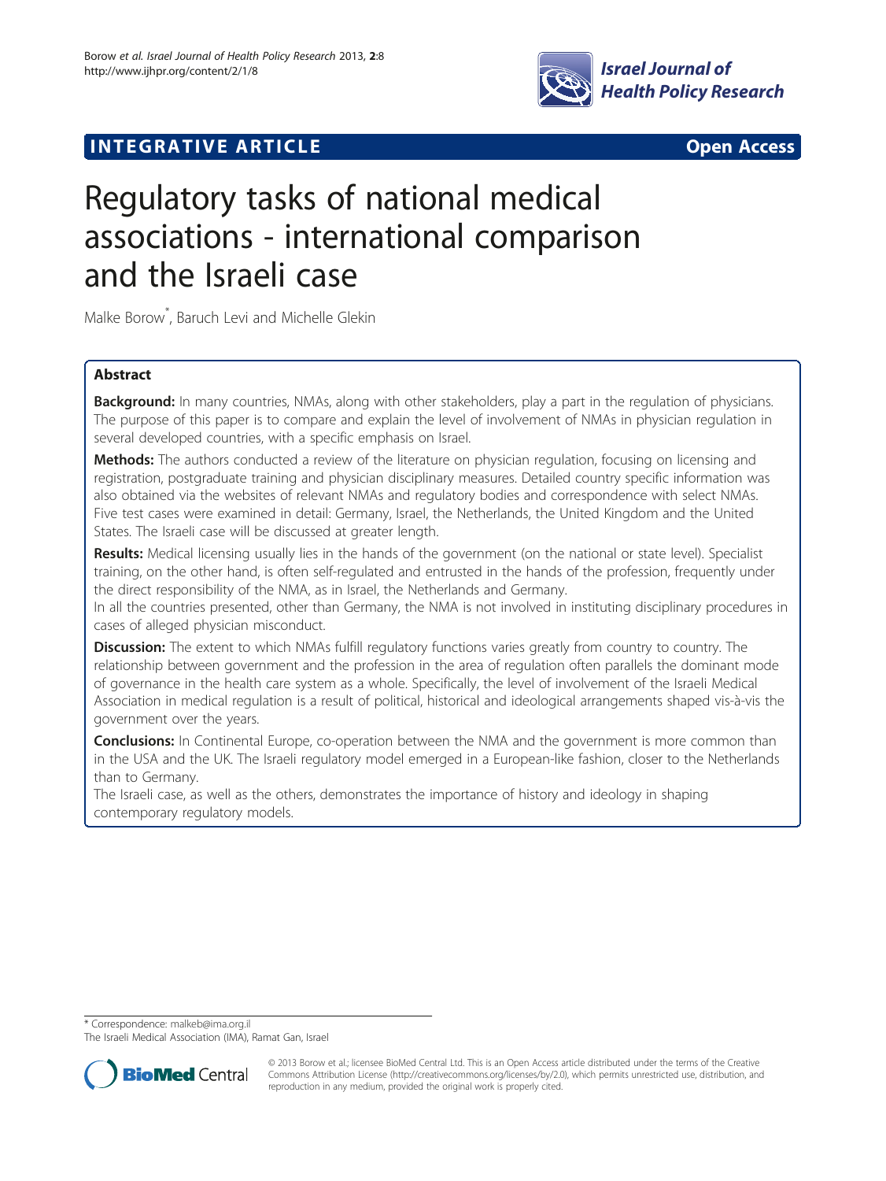INTEGRATIVE ARTICLE **Open Access**

# Regulatory tasks of national medical associations - international comparison and the Israeli case

Malke Borow*, Baruch Levi and Michelle Glekin

## Abstract

**Background:** In many countries, NMAs, along with other stakeholders, play a part in the regulation of physicians. The purpose of this paper is to compare and explain the level of involvement of NMAs in physician regulation in several developed countries, with a specific emphasis on Israel.

**Methods:** The authors conducted a review of the literature on physician regulation, focusing on licensing and registration, postgraduate training and physician disciplinary measures. Detailed country specific information was also obtained via the websites of relevant NMAs and regulatory bodies and correspondence with select NMAs. Five test cases were examined in detail: Germany, Israel, the Netherlands, the United Kingdom and the United States. The Israeli case will be discussed at greater length.

**Results:** Medical licensing usually lies in the hands of the government (on the national or state level). Specialist training, on the other hand, is often self-regulated and entrusted in the hands of the profession, frequently under the direct responsibility of the NMA, as in Israel, the Netherlands and Germany.

In all the countries presented, other than Germany, the NMA is not involved in instituting disciplinary procedures in cases of alleged physician misconduct.

**Discussion:** The extent to which NMAs fulfill regulatory functions varies greatly from country to country. The relationship between government and the profession in the area of regulation often parallels the dominant mode of governance in the health care system as a whole. Specifically, the level of involvement of the Israeli Medical Association in medical regulation is a result of political, historical and ideological arrangements shaped vis-à-vis the government over the years.

**Conclusions:** In Continental Europe, co-operation between the NMA and the government is more common than in the USA and the UK. The Israeli regulatory model emerged in a European-like fashion, closer to the Netherlands than to Germany.

The Israeli case, as well as the others, demonstrates the importance of history and ideology in shaping contemporary regulatory models.

---

\* Correspondence: malkeb@ima.org.il
The Israeli Medical Association (IMA), Ramat Gan, Israel

© 2013 Borow et al.; licensee BioMed Central Ltd. This is an Open Access article distributed under the terms of the Creative Commons Attribution License (http://creativecommons.org/licenses/by/2.0), which permits unrestricted use, distribution, and reproduction in any medium, provided the original work is properly cited.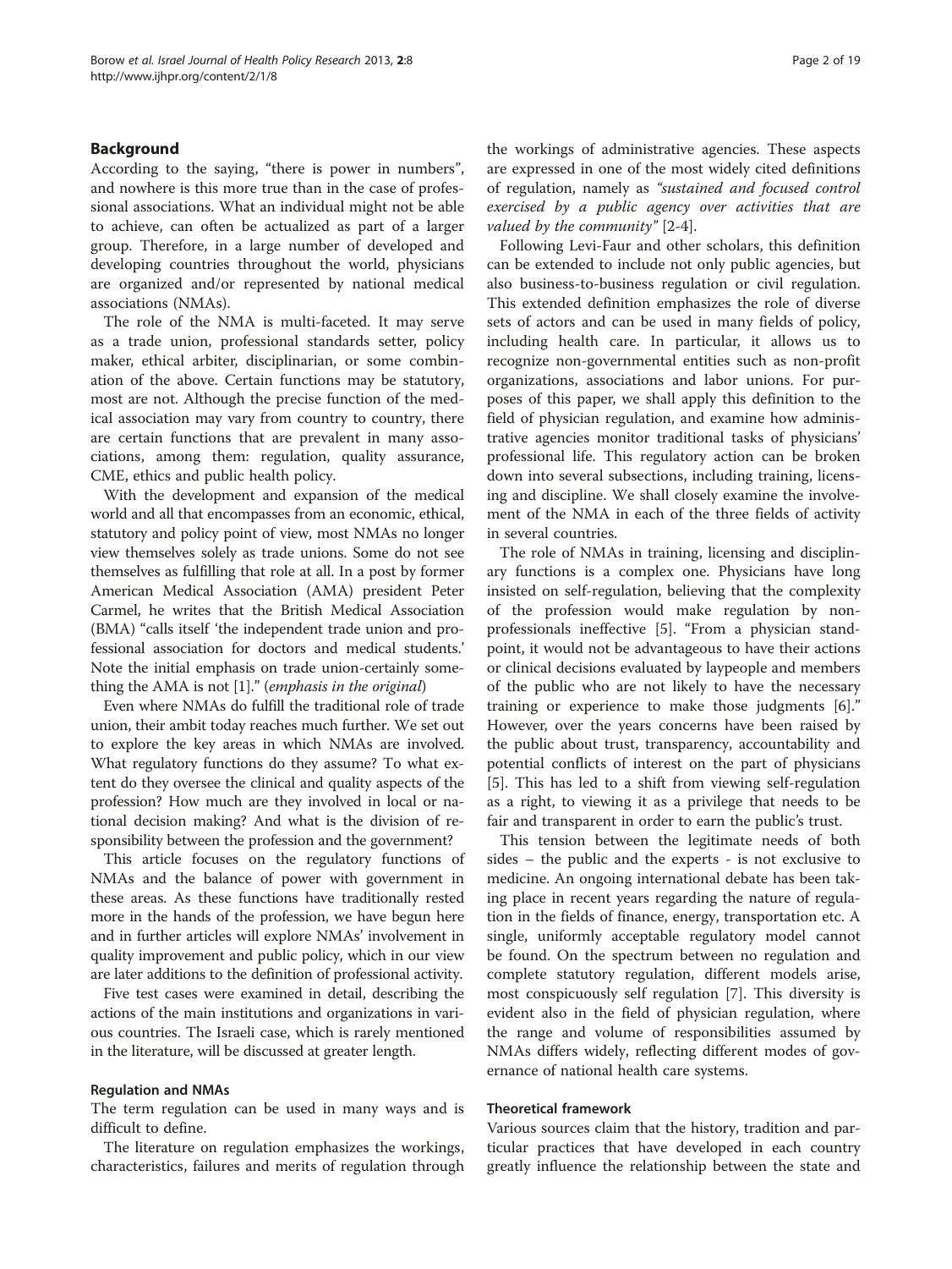## Background

According to the saying, "there is power in numbers", and nowhere is this more true than in the case of professional associations. What an individual might not be able to achieve, can often be actualized as part of a larger group. Therefore, in a large number of developed and developing countries throughout the world, physicians are organized and/or represented by national medical associations (NMAs).

The role of the NMA is multi-faceted. It may serve as a trade union, professional standards setter, policy maker, ethical arbiter, disciplinarian, or some combination of the above. Certain functions may be statutory, most are not. Although the precise function of the medical association may vary from country to country, there are certain functions that are prevalent in many associations, among them: regulation, quality assurance, CME, ethics and public health policy.

With the development and expansion of the medical world and all that encompasses from an economic, ethical, statutory and policy point of view, most NMAs no longer view themselves solely as trade unions. Some do not see themselves as fulfilling that role at all. In a post by former American Medical Association (AMA) president Peter Carmel, he writes that the British Medical Association (BMA) "calls itself 'the independent trade union and professional association for doctors and medical students.' Note the initial emphasis on trade union-certainly something the AMA is not [1]." (*emphasis in the original*)

Even where NMAs do fulfill the traditional role of trade union, their ambit today reaches much further. We set out to explore the key areas in which NMAs are involved. What regulatory functions do they assume? To what extent do they oversee the clinical and quality aspects of the profession? How much are they involved in local or national decision making? And what is the division of responsibility between the profession and the government?

This article focuses on the regulatory functions of NMAs and the balance of power with government in these areas. As these functions have traditionally rested more in the hands of the profession, we have begun here and in further articles will explore NMAs' involvement in quality improvement and public policy, which in our view are later additions to the definition of professional activity.

Five test cases were examined in detail, describing the actions of the main institutions and organizations in various countries. The Israeli case, which is rarely mentioned in the literature, will be discussed at greater length.

### Regulation and NMAs

The term regulation can be used in many ways and is difficult to define.

The literature on regulation emphasizes the workings, characteristics, failures and merits of regulation through the workings of administrative agencies. These aspects are expressed in one of the most widely cited definitions of regulation, namely as *"sustained and focused control exercised by a public agency over activities that are valued by the community"* [2-4].

Following Levi-Faur and other scholars, this definition can be extended to include not only public agencies, but also business-to-business regulation or civil regulation. This extended definition emphasizes the role of diverse sets of actors and can be used in many fields of policy, including health care. In particular, it allows us to recognize non-governmental entities such as non-profit organizations, associations and labor unions. For purposes of this paper, we shall apply this definition to the field of physician regulation, and examine how administrative agencies monitor traditional tasks of physicians' professional life. This regulatory action can be broken down into several subsections, including training, licensing and discipline. We shall closely examine the involvement of the NMA in each of the three fields of activity in several countries.

The role of NMAs in training, licensing and disciplinary functions is a complex one. Physicians have long insisted on self-regulation, believing that the complexity of the profession would make regulation by non-professionals ineffective [5]. "From a physician standpoint, it would not be advantageous to have their actions or clinical decisions evaluated by laypeople and members of the public who are not likely to have the necessary training or experience to make those judgments [6]." However, over the years concerns have been raised by the public about trust, transparency, accountability and potential conflicts of interest on the part of physicians [5]. This has led to a shift from viewing self-regulation as a right, to viewing it as a privilege that needs to be fair and transparent in order to earn the public's trust.

This tension between the legitimate needs of both sides – the public and the experts - is not exclusive to medicine. An ongoing international debate has been taking place in recent years regarding the nature of regulation in the fields of finance, energy, transportation etc. A single, uniformly acceptable regulatory model cannot be found. On the spectrum between no regulation and complete statutory regulation, different models arise, most conspicuously self regulation [7]. This diversity is evident also in the field of physician regulation, where the range and volume of responsibilities assumed by NMAs differs widely, reflecting different modes of governance of national health care systems.

### Theoretical framework

Various sources claim that the history, tradition and particular practices that have developed in each country greatly influence the relationship between the state and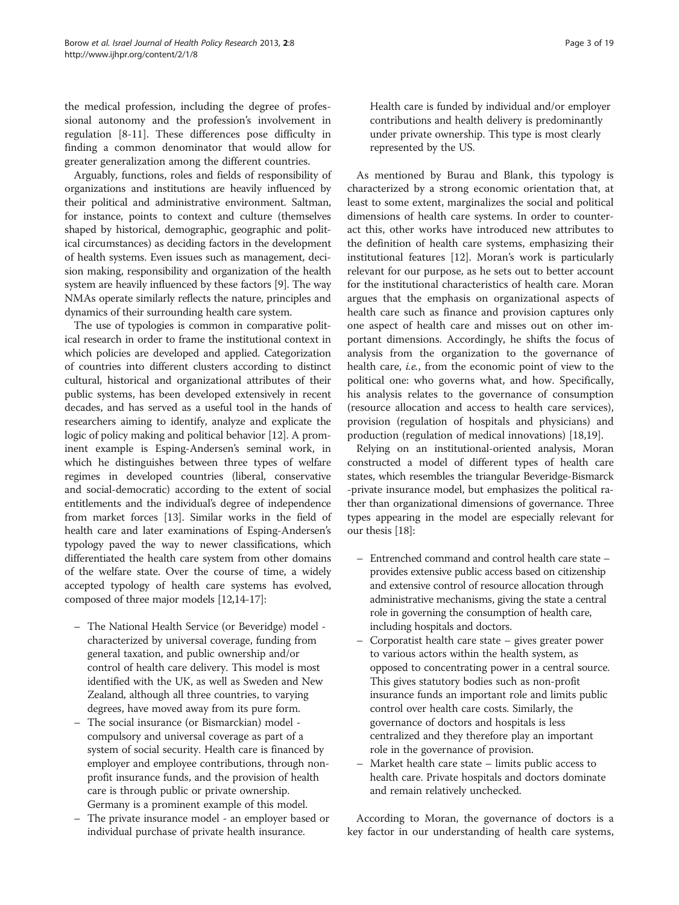the medical profession, including the degree of professional autonomy and the profession's involvement in regulation [8-11]. These differences pose difficulty in finding a common denominator that would allow for greater generalization among the different countries.

Arguably, functions, roles and fields of responsibility of organizations and institutions are heavily influenced by their political and administrative environment. Saltman, for instance, points to context and culture (themselves shaped by historical, demographic, geographic and political circumstances) as deciding factors in the development of health systems. Even issues such as management, decision making, responsibility and organization of the health system are heavily influenced by these factors [9]. The way NMAs operate similarly reflects the nature, principles and dynamics of their surrounding health care system.

The use of typologies is common in comparative political research in order to frame the institutional context in which policies are developed and applied. Categorization of countries into different clusters according to distinct cultural, historical and organizational attributes of their public systems, has been developed extensively in recent decades, and has served as a useful tool in the hands of researchers aiming to identify, analyze and explicate the logic of policy making and political behavior [12]. A prominent example is Esping-Andersen's seminal work, in which he distinguishes between three types of welfare regimes in developed countries (liberal, conservative and social-democratic) according to the extent of social entitlements and the individual's degree of independence from market forces [13]. Similar works in the field of health care and later examinations of Esping-Andersen's typology paved the way to newer classifications, which differentiated the health care system from other domains of the welfare state. Over the course of time, a widely accepted typology of health care systems has evolved, composed of three major models [12,14-17]:

- The National Health Service (or Beveridge) model - characterized by universal coverage, funding from general taxation, and public ownership and/or control of health care delivery. This model is most identified with the UK, as well as Sweden and New Zealand, although all three countries, to varying degrees, have moved away from its pure form.
- The social insurance (or Bismarckian) model - compulsory and universal coverage as part of a system of social security. Health care is financed by employer and employee contributions, through non-profit insurance funds, and the provision of health care is through public or private ownership. Germany is a prominent example of this model.
- The private insurance model - an employer based or individual purchase of private health insurance. Health care is funded by individual and/or employer contributions and health delivery is predominantly under private ownership. This type is most clearly represented by the US.

As mentioned by Burau and Blank, this typology is characterized by a strong economic orientation that, at least to some extent, marginalizes the social and political dimensions of health care systems. In order to counteract this, other works have introduced new attributes to the definition of health care systems, emphasizing their institutional features [12]. Moran's work is particularly relevant for our purpose, as he sets out to better account for the institutional characteristics of health care. Moran argues that the emphasis on organizational aspects of health care such as finance and provision captures only one aspect of health care and misses out on other important dimensions. Accordingly, he shifts the focus of analysis from the organization to the governance of health care, *i.e.*, from the economic point of view to the political one: who governs what, and how. Specifically, his analysis relates to the governance of consumption (resource allocation and access to health care services), provision (regulation of hospitals and physicians) and production (regulation of medical innovations) [18,19].

Relying on an institutional-oriented analysis, Moran constructed a model of different types of health care states, which resembles the triangular Beveridge-Bismarck -private insurance model, but emphasizes the political rather than organizational dimensions of governance. Three types appearing in the model are especially relevant for our thesis [18]:

- Entrenched command and control health care state – provides extensive public access based on citizenship and extensive control of resource allocation through administrative mechanisms, giving the state a central role in governing the consumption of health care, including hospitals and doctors.
- Corporatist health care state – gives greater power to various actors within the health system, as opposed to concentrating power in a central source. This gives statutory bodies such as non-profit insurance funds an important role and limits public control over health care costs. Similarly, the governance of doctors and hospitals is less centralized and they therefore play an important role in the governance of provision.
- Market health care state – limits public access to health care. Private hospitals and doctors dominate and remain relatively unchecked.

According to Moran, the governance of doctors is a key factor in our understanding of health care systems,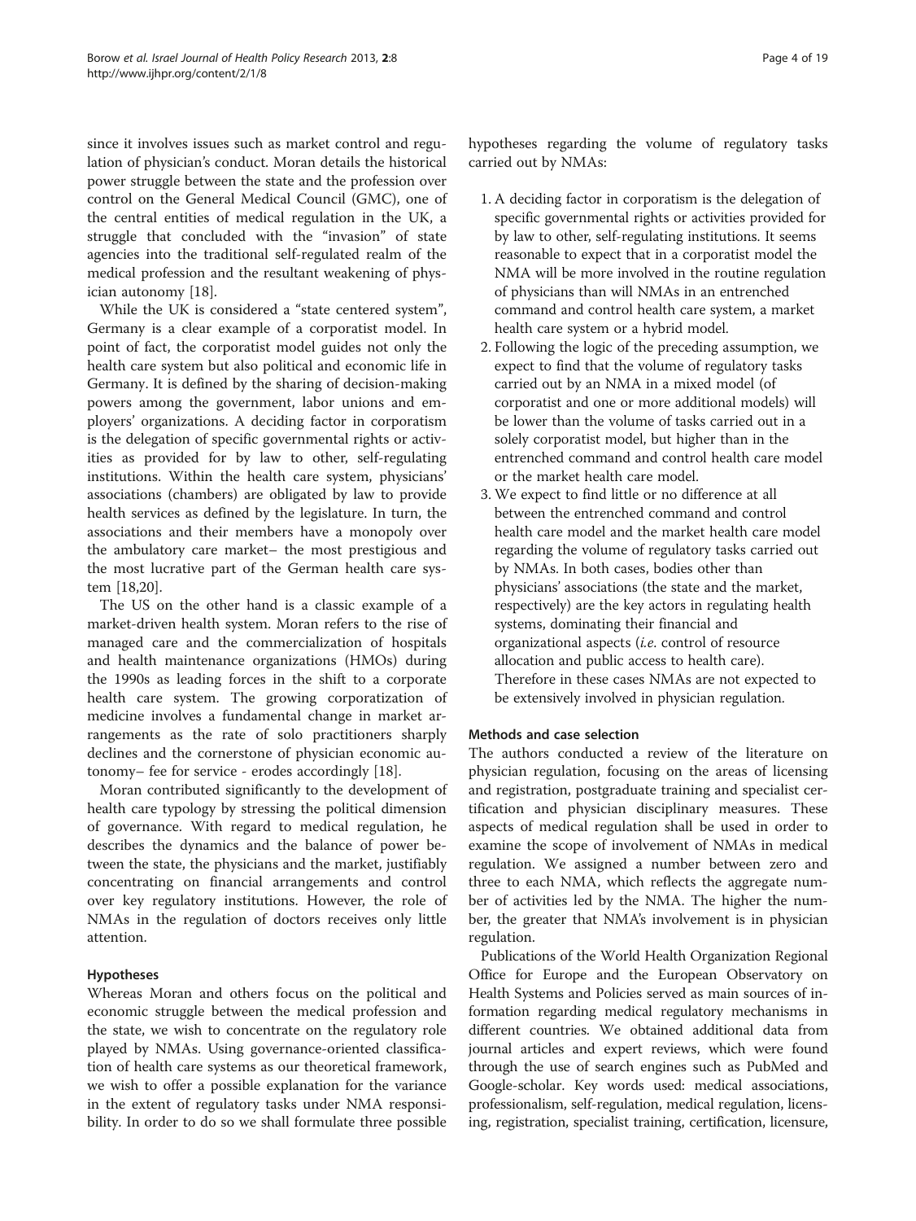since it involves issues such as market control and regulation of physician's conduct. Moran details the historical power struggle between the state and the profession over control on the General Medical Council (GMC), one of the central entities of medical regulation in the UK, a struggle that concluded with the "invasion" of state agencies into the traditional self-regulated realm of the medical profession and the resultant weakening of physician autonomy [18].

While the UK is considered a "state centered system", Germany is a clear example of a corporatist model. In point of fact, the corporatist model guides not only the health care system but also political and economic life in Germany. It is defined by the sharing of decision-making powers among the government, labor unions and employers' organizations. A deciding factor in corporatism is the delegation of specific governmental rights or activities as provided for by law to other, self-regulating institutions. Within the health care system, physicians' associations (chambers) are obligated by law to provide health services as defined by the legislature. In turn, the associations and their members have a monopoly over the ambulatory care market– the most prestigious and the most lucrative part of the German health care system [18,20].

The US on the other hand is a classic example of a market-driven health system. Moran refers to the rise of managed care and the commercialization of hospitals and health maintenance organizations (HMOs) during the 1990s as leading forces in the shift to a corporate health care system. The growing corporatization of medicine involves a fundamental change in market arrangements as the rate of solo practitioners sharply declines and the cornerstone of physician economic autonomy– fee for service - erodes accordingly [18].

Moran contributed significantly to the development of health care typology by stressing the political dimension of governance. With regard to medical regulation, he describes the dynamics and the balance of power between the state, the physicians and the market, justifiably concentrating on financial arrangements and control over key regulatory institutions. However, the role of NMAs in the regulation of doctors receives only little attention.

### Hypotheses

Whereas Moran and others focus on the political and economic struggle between the medical profession and the state, we wish to concentrate on the regulatory role played by NMAs. Using governance-oriented classification of health care systems as our theoretical framework, we wish to offer a possible explanation for the variance in the extent of regulatory tasks under NMA responsibility. In order to do so we shall formulate three possible hypotheses regarding the volume of regulatory tasks carried out by NMAs:

1. A deciding factor in corporatism is the delegation of specific governmental rights or activities provided for by law to other, self-regulating institutions. It seems reasonable to expect that in a corporatist model the NMA will be more involved in the routine regulation of physicians than will NMAs in an entrenched command and control health care system, a market health care system or a hybrid model.
2. Following the logic of the preceding assumption, we expect to find that the volume of regulatory tasks carried out by an NMA in a mixed model (of corporatist and one or more additional models) will be lower than the volume of tasks carried out in a solely corporatist model, but higher than in the entrenched command and control health care model or the market health care model.
3. We expect to find little or no difference at all between the entrenched command and control health care model and the market health care model regarding the volume of regulatory tasks carried out by NMAs. In both cases, bodies other than physicians' associations (the state and the market, respectively) are the key actors in regulating health systems, dominating their financial and organizational aspects (*i.e.* control of resource allocation and public access to health care). Therefore in these cases NMAs are not expected to be extensively involved in physician regulation.

### Methods and case selection

The authors conducted a review of the literature on physician regulation, focusing on the areas of licensing and registration, postgraduate training and specialist certification and physician disciplinary measures. These aspects of medical regulation shall be used in order to examine the scope of involvement of NMAs in medical regulation. We assigned a number between zero and three to each NMA, which reflects the aggregate number of activities led by the NMA. The higher the number, the greater that NMA's involvement is in physician regulation.

Publications of the World Health Organization Regional Office for Europe and the European Observatory on Health Systems and Policies served as main sources of information regarding medical regulatory mechanisms in different countries. We obtained additional data from journal articles and expert reviews, which were found through the use of search engines such as PubMed and Google-scholar. Key words used: medical associations, professionalism, self-regulation, medical regulation, licensing, registration, specialist training, certification, licensure,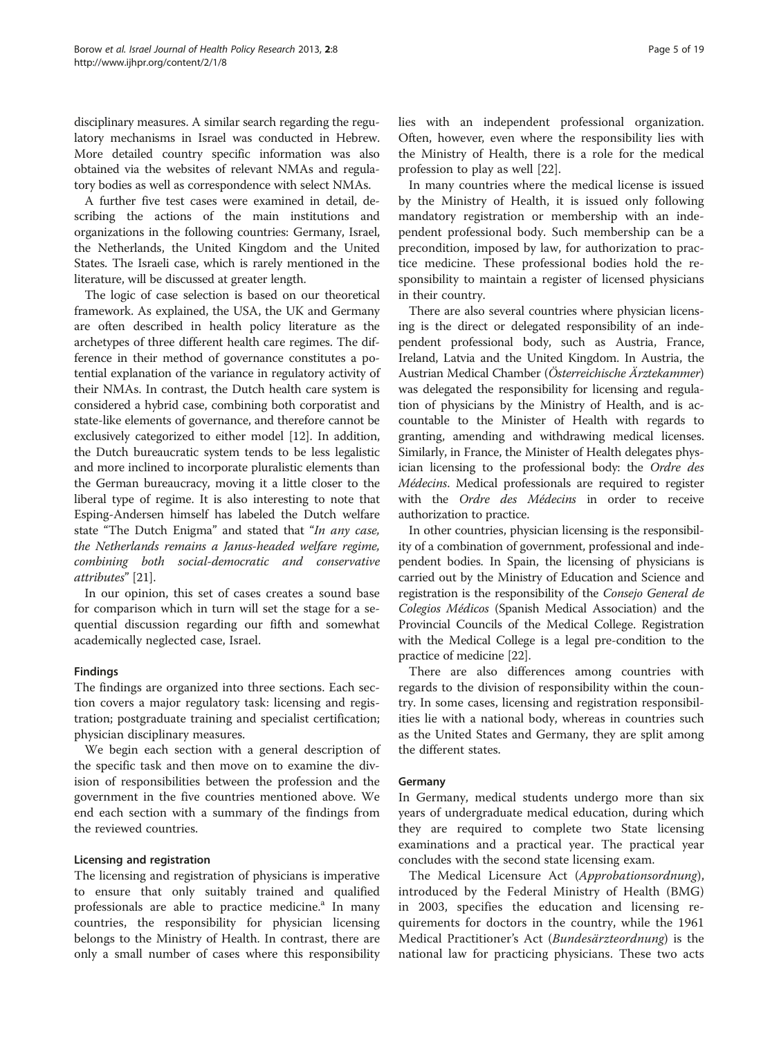disciplinary measures. A similar search regarding the regulatory mechanisms in Israel was conducted in Hebrew. More detailed country specific information was also obtained via the websites of relevant NMAs and regulatory bodies as well as correspondence with select NMAs.

A further five test cases were examined in detail, describing the actions of the main institutions and organizations in the following countries: Germany, Israel, the Netherlands, the United Kingdom and the United States. The Israeli case, which is rarely mentioned in the literature, will be discussed at greater length.

The logic of case selection is based on our theoretical framework. As explained, the USA, the UK and Germany are often described in health policy literature as the archetypes of three different health care regimes. The difference in their method of governance constitutes a potential explanation of the variance in regulatory activity of their NMAs. In contrast, the Dutch health care system is considered a hybrid case, combining both corporatist and state-like elements of governance, and therefore cannot be exclusively categorized to either model [12]. In addition, the Dutch bureaucratic system tends to be less legalistic and more inclined to incorporate pluralistic elements than the German bureaucracy, moving it a little closer to the liberal type of regime. It is also interesting to note that Esping-Andersen himself has labeled the Dutch welfare state "The Dutch Enigma" and stated that "*In any case, the Netherlands remains a Janus-headed welfare regime, combining both social-democratic and conservative attributes*" [21].

In our opinion, this set of cases creates a sound base for comparison which in turn will set the stage for a sequential discussion regarding our fifth and somewhat academically neglected case, Israel.

## Findings

The findings are organized into three sections. Each section covers a major regulatory task: licensing and registration; postgraduate training and specialist certification; physician disciplinary measures.

We begin each section with a general description of the specific task and then move on to examine the division of responsibilities between the profession and the government in the five countries mentioned above. We end each section with a summary of the findings from the reviewed countries.

### Licensing and registration

The licensing and registration of physicians is imperative to ensure that only suitably trained and qualified professionals are able to practice medicine.[a] In many countries, the responsibility for physician licensing belongs to the Ministry of Health. In contrast, there are only a small number of cases where this responsibility lies with an independent professional organization. Often, however, even where the responsibility lies with the Ministry of Health, there is a role for the medical profession to play as well [22].

In many countries where the medical license is issued by the Ministry of Health, it is issued only following mandatory registration or membership with an independent professional body. Such membership can be a precondition, imposed by law, for authorization to practice medicine. These professional bodies hold the responsibility to maintain a register of licensed physicians in their country.

There are also several countries where physician licensing is the direct or delegated responsibility of an independent professional body, such as Austria, France, Ireland, Latvia and the United Kingdom. In Austria, the Austrian Medical Chamber (*Österreichische Ärztekammer*) was delegated the responsibility for licensing and regulation of physicians by the Ministry of Health, and is accountable to the Minister of Health with regards to granting, amending and withdrawing medical licenses. Similarly, in France, the Minister of Health delegates physician licensing to the professional body: the *Ordre des Médecins*. Medical professionals are required to register with the *Ordre des Médecins* in order to receive authorization to practice.

In other countries, physician licensing is the responsibility of a combination of government, professional and independent bodies. In Spain, the licensing of physicians is carried out by the Ministry of Education and Science and registration is the responsibility of the *Consejo General de Colegios Médicos* (Spanish Medical Association) and the Provincial Councils of the Medical College. Registration with the Medical College is a legal pre-condition to the practice of medicine [22].

There are also differences among countries with regards to the division of responsibility within the country. In some cases, licensing and registration responsibilities lie with a national body, whereas in countries such as the United States and Germany, they are split among the different states.

#### Germany

In Germany, medical students undergo more than six years of undergraduate medical education, during which they are required to complete two State licensing examinations and a practical year. The practical year concludes with the second state licensing exam.

The Medical Licensure Act (*Approbationsordnung*), introduced by the Federal Ministry of Health (BMG) in 2003, specifies the education and licensing requirements for doctors in the country, while the 1961 Medical Practitioner's Act (*Bundesärzteordnung*) is the national law for practicing physicians. These two acts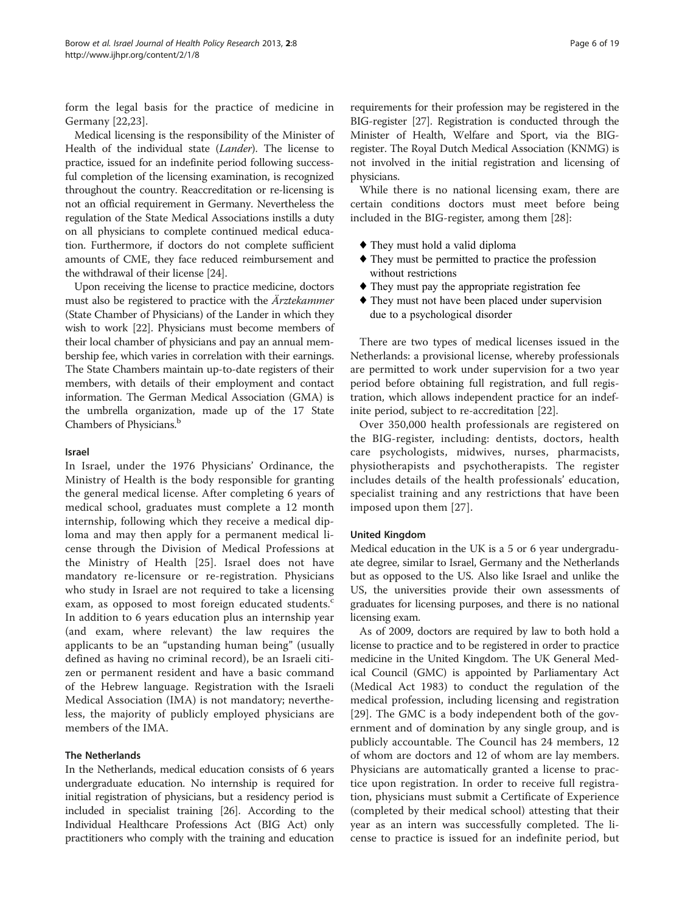form the legal basis for the practice of medicine in Germany [22,23].

Medical licensing is the responsibility of the Minister of Health of the individual state (*Lander*). The license to practice, issued for an indefinite period following successful completion of the licensing examination, is recognized throughout the country. Reaccreditation or re-licensing is not an official requirement in Germany. Nevertheless the regulation of the State Medical Associations instills a duty on all physicians to complete continued medical education. Furthermore, if doctors do not complete sufficient amounts of CME, they face reduced reimbursement and the withdrawal of their license [24].

Upon receiving the license to practice medicine, doctors must also be registered to practice with the *Ärztekammer* (State Chamber of Physicians) of the Lander in which they wish to work [22]. Physicians must become members of their local chamber of physicians and pay an annual membership fee, which varies in correlation with their earnings. The State Chambers maintain up-to-date registers of their members, with details of their employment and contact information. The German Medical Association (GMA) is the umbrella organization, made up of the 17 State Chambers of Physicians.[b]

#### Israel

In Israel, under the 1976 Physicians' Ordinance, the Ministry of Health is the body responsible for granting the general medical license. After completing 6 years of medical school, graduates must complete a 12 month internship, following which they receive a medical diploma and may then apply for a permanent medical license through the Division of Medical Professions at the Ministry of Health [25]. Israel does not have mandatory re-licensure or re-registration. Physicians who study in Israel are not required to take a licensing exam, as opposed to most foreign educated students.[c] In addition to 6 years education plus an internship year (and exam, where relevant) the law requires the applicants to be an "upstanding human being" (usually defined as having no criminal record), be an Israeli citizen or permanent resident and have a basic command of the Hebrew language. Registration with the Israeli Medical Association (IMA) is not mandatory; nevertheless, the majority of publicly employed physicians are members of the IMA.

#### The Netherlands

In the Netherlands, medical education consists of 6 years undergraduate education. No internship is required for initial registration of physicians, but a residency period is included in specialist training [26]. According to the Individual Healthcare Professions Act (BIG Act) only practitioners who comply with the training and education requirements for their profession may be registered in the BIG-register [27]. Registration is conducted through the Minister of Health, Welfare and Sport, via the BIG-register. The Royal Dutch Medical Association (KNMG) is not involved in the initial registration and licensing of physicians.

While there is no national licensing exam, there are certain conditions doctors must meet before being included in the BIG-register, among them [28]:

- They must hold a valid diploma
- They must be permitted to practice the profession without restrictions
- They must pay the appropriate registration fee
- They must not have been placed under supervision due to a psychological disorder

There are two types of medical licenses issued in the Netherlands: a provisional license, whereby professionals are permitted to work under supervision for a two year period before obtaining full registration, and full registration, which allows independent practice for an indefinite period, subject to re-accreditation [22].

Over 350,000 health professionals are registered on the BIG-register, including: dentists, doctors, health care psychologists, midwives, nurses, pharmacists, physiotherapists and psychotherapists. The register includes details of the health professionals' education, specialist training and any restrictions that have been imposed upon them [27].

#### United Kingdom

Medical education in the UK is a 5 or 6 year undergraduate degree, similar to Israel, Germany and the Netherlands but as opposed to the US. Also like Israel and unlike the US, the universities provide their own assessments of graduates for licensing purposes, and there is no national licensing exam.

As of 2009, doctors are required by law to both hold a license to practice and to be registered in order to practice medicine in the United Kingdom. The UK General Medical Council (GMC) is appointed by Parliamentary Act (Medical Act 1983) to conduct the regulation of the medical profession, including licensing and registration [29]. The GMC is a body independent both of the government and of domination by any single group, and is publicly accountable. The Council has 24 members, 12 of whom are doctors and 12 of whom are lay members. Physicians are automatically granted a license to practice upon registration. In order to receive full registration, physicians must submit a Certificate of Experience (completed by their medical school) attesting that their year as an intern was successfully completed. The license to practice is issued for an indefinite period, but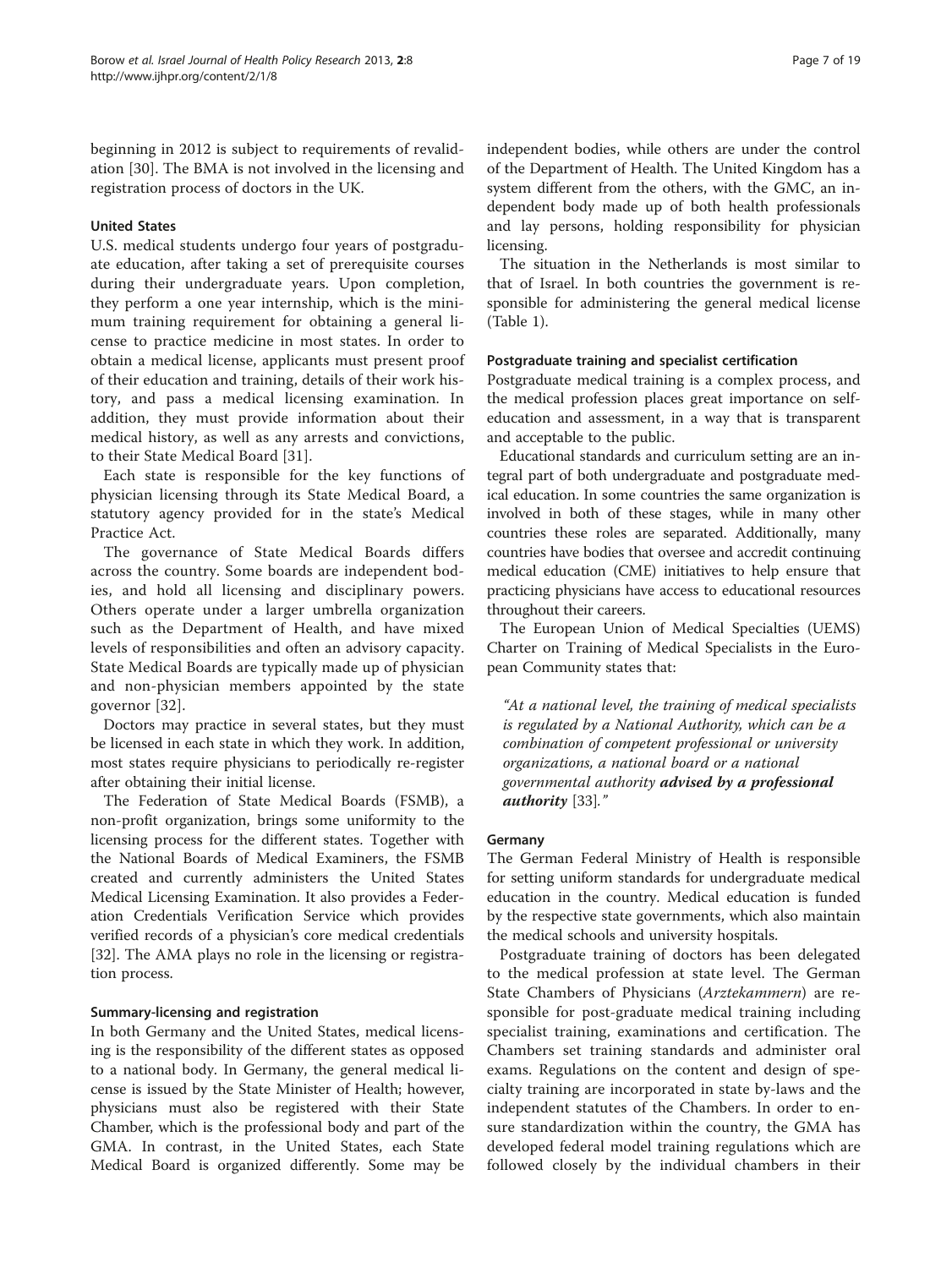beginning in 2012 is subject to requirements of revalidation [30]. The BMA is not involved in the licensing and registration process of doctors in the UK.

#### United States

U.S. medical students undergo four years of postgraduate education, after taking a set of prerequisite courses during their undergraduate years. Upon completion, they perform a one year internship, which is the minimum training requirement for obtaining a general license to practice medicine in most states. In order to obtain a medical license, applicants must present proof of their education and training, details of their work history, and pass a medical licensing examination. In addition, they must provide information about their medical history, as well as any arrests and convictions, to their State Medical Board [31].

Each state is responsible for the key functions of physician licensing through its State Medical Board, a statutory agency provided for in the state's Medical Practice Act.

The governance of State Medical Boards differs across the country. Some boards are independent bodies, and hold all licensing and disciplinary powers. Others operate under a larger umbrella organization such as the Department of Health, and have mixed levels of responsibilities and often an advisory capacity. State Medical Boards are typically made up of physician and non-physician members appointed by the state governor [32].

Doctors may practice in several states, but they must be licensed in each state in which they work. In addition, most states require physicians to periodically re-register after obtaining their initial license.

The Federation of State Medical Boards (FSMB), a non-profit organization, brings some uniformity to the licensing process for the different states. Together with the National Boards of Medical Examiners, the FSMB created and currently administers the United States Medical Licensing Examination. It also provides a Federation Credentials Verification Service which provides verified records of a physician's core medical credentials [32]. The AMA plays no role in the licensing or registration process.

#### Summary-licensing and registration

In both Germany and the United States, medical licensing is the responsibility of the different states as opposed to a national body. In Germany, the general medical license is issued by the State Minister of Health; however, physicians must also be registered with their State Chamber, which is the professional body and part of the GMA. In contrast, in the United States, each State Medical Board is organized differently. Some may be independent bodies, while others are under the control of the Department of Health. The United Kingdom has a system different from the others, with the GMC, an independent body made up of both health professionals and lay persons, holding responsibility for physician licensing.

The situation in the Netherlands is most similar to that of Israel. In both countries the government is responsible for administering the general medical license (Table 1).

#### Postgraduate training and specialist certification

Postgraduate medical training is a complex process, and the medical profession places great importance on self-education and assessment, in a way that is transparent and acceptable to the public.

Educational standards and curriculum setting are an integral part of both undergraduate and postgraduate medical education. In some countries the same organization is involved in both of these stages, while in many other countries these roles are separated. Additionally, many countries have bodies that oversee and accredit continuing medical education (CME) initiatives to help ensure that practicing physicians have access to educational resources throughout their careers.

The European Union of Medical Specialties (UEMS) Charter on Training of Medical Specialists in the European Community states that:

> *"At a national level, the training of medical specialists is regulated by a National Authority, which can be a combination of competent professional or university organizations, a national board or a national governmental authority* ***advised by a professional authority*** *[33]."*

#### Germany

The German Federal Ministry of Health is responsible for setting uniform standards for undergraduate medical education in the country. Medical education is funded by the respective state governments, which also maintain the medical schools and university hospitals.

Postgraduate training of doctors has been delegated to the medical profession at state level. The German State Chambers of Physicians (*Arztekammern*) are responsible for post-graduate medical training including specialist training, examinations and certification. The Chambers set training standards and administer oral exams. Regulations on the content and design of specialty training are incorporated in state by-laws and the independent statutes of the Chambers. In order to ensure standardization within the country, the GMA has developed federal model training regulations which are followed closely by the individual chambers in their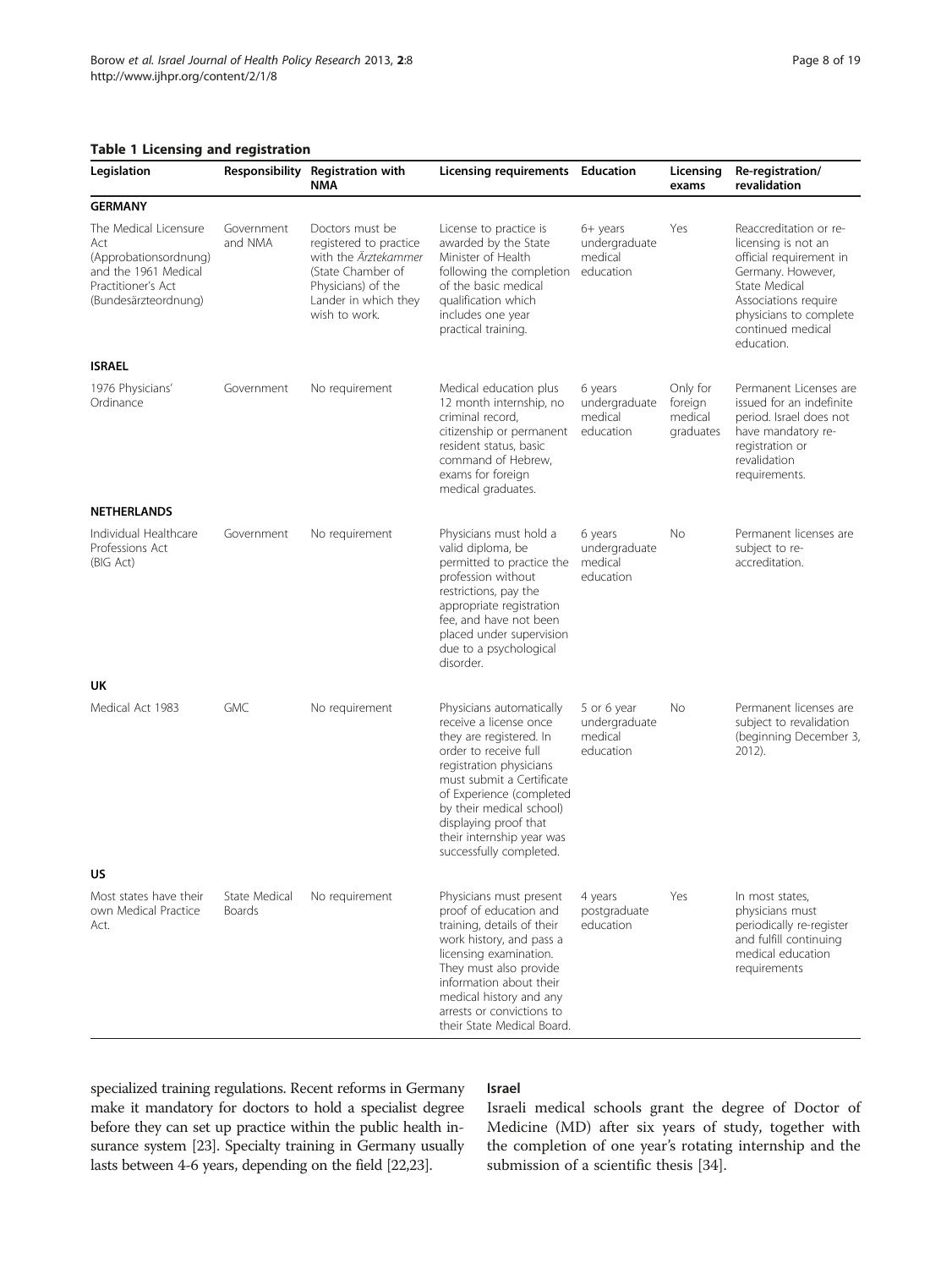**Table 1 Licensing and registration**

| Legislation | Responsibility | Registration with NMA | Licensing requirements | Education | Licensing exams | Re-registration/ revalidation |
|---|---|---|---|---|---|---|
| **GERMANY** | | | | | | |
| The Medical Licensure Act (Approbationsordnung) and the 1961 Medical Practitioner's Act (Bundesärzteordnung) | Government and NMA | Doctors must be registered to practice with the *Ärztekammer* (State Chamber of Physicians) of the Lander in which they wish to work. | License to practice is awarded by the State Minister of Health following the completion of the basic medical qualification which includes one year practical training. | 6+ years undergraduate medical education | Yes | Reaccreditation or re-licensing is not an official requirement in Germany. However, State Medical Associations require physicians to complete continued medical education. |
| **ISRAEL** | | | | | | |
| 1976 Physicians' Ordinance | Government | No requirement | Medical education plus 12 month internship, no criminal record, citizenship or permanent resident status, basic command of Hebrew, exams for foreign medical graduates. | 6 years undergraduate medical education | Only for foreign medical graduates | Permanent Licenses are issued for an indefinite period. Israel does not have mandatory re-registration or revalidation requirements. |
| **NETHERLANDS** | | | | | | |
| Individual Healthcare Professions Act (BIG Act) | Government | No requirement | Physicians must hold a valid diploma, be permitted to practice the profession without restrictions, pay the appropriate registration fee, and have not been placed under supervision due to a psychological disorder. | 6 years undergraduate medical education | No | Permanent licenses are subject to re-accreditation. |
| **UK** | | | | | | |
| Medical Act 1983 | GMC | No requirement | Physicians automatically receive a license once they are registered. In order to receive full registration physicians must submit a Certificate of Experience (completed by their medical school) displaying proof that their internship year was successfully completed. | 5 or 6 year undergraduate medical education | No | Permanent licenses are subject to revalidation (beginning December 3, 2012). |
| **US** | | | | | | |
| Most states have their own Medical Practice Act. | State Medical Boards | No requirement | Physicians must present proof of education and training, details of their work history, and pass a licensing examination. They must also provide information about their medical history and any arrests or convictions to their State Medical Board. | 4 years postgraduate education | Yes | In most states, physicians must periodically re-register and fulfill continuing medical education requirements |

specialized training regulations. Recent reforms in Germany make it mandatory for doctors to hold a specialist degree before they can set up practice within the public health insurance system [23]. Specialty training in Germany usually lasts between 4-6 years, depending on the field [22,23].

### Israel

Israeli medical schools grant the degree of Doctor of Medicine (MD) after six years of study, together with the completion of one year's rotating internship and the submission of a scientific thesis [34].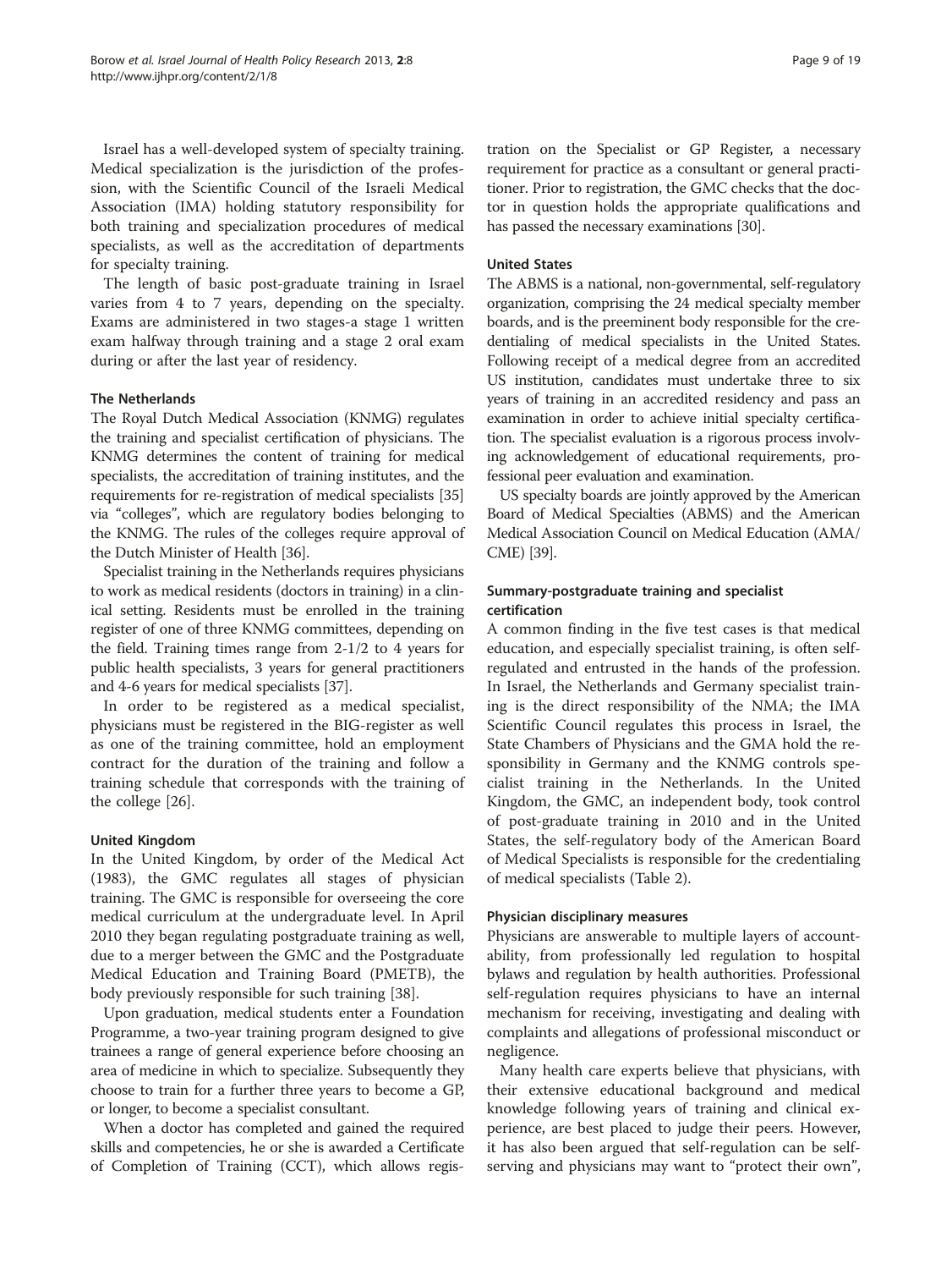Israel has a well-developed system of specialty training. Medical specialization is the jurisdiction of the profession, with the Scientific Council of the Israeli Medical Association (IMA) holding statutory responsibility for both training and specialization procedures of medical specialists, as well as the accreditation of departments for specialty training.

The length of basic post-graduate training in Israel varies from 4 to 7 years, depending on the specialty. Exams are administered in two stages-a stage 1 written exam halfway through training and a stage 2 oral exam during or after the last year of residency.

#### The Netherlands

The Royal Dutch Medical Association (KNMG) regulates the training and specialist certification of physicians. The KNMG determines the content of training for medical specialists, the accreditation of training institutes, and the requirements for re-registration of medical specialists [35] via "colleges", which are regulatory bodies belonging to the KNMG. The rules of the colleges require approval of the Dutch Minister of Health [36].

Specialist training in the Netherlands requires physicians to work as medical residents (doctors in training) in a clinical setting. Residents must be enrolled in the training register of one of three KNMG committees, depending on the field. Training times range from 2-1/2 to 4 years for public health specialists, 3 years for general practitioners and 4-6 years for medical specialists [37].

In order to be registered as a medical specialist, physicians must be registered in the BIG-register as well as one of the training committee, hold an employment contract for the duration of the training and follow a training schedule that corresponds with the training of the college [26].

#### United Kingdom

In the United Kingdom, by order of the Medical Act (1983), the GMC regulates all stages of physician training. The GMC is responsible for overseeing the core medical curriculum at the undergraduate level. In April 2010 they began regulating postgraduate training as well, due to a merger between the GMC and the Postgraduate Medical Education and Training Board (PMETB), the body previously responsible for such training [38].

Upon graduation, medical students enter a Foundation Programme, a two-year training program designed to give trainees a range of general experience before choosing an area of medicine in which to specialize. Subsequently they choose to train for a further three years to become a GP, or longer, to become a specialist consultant.

When a doctor has completed and gained the required skills and competencies, he or she is awarded a Certificate of Completion of Training (CCT), which allows registration on the Specialist or GP Register, a necessary requirement for practice as a consultant or general practitioner. Prior to registration, the GMC checks that the doctor in question holds the appropriate qualifications and has passed the necessary examinations [30].

#### United States

The ABMS is a national, non-governmental, self-regulatory organization, comprising the 24 medical specialty member boards, and is the preeminent body responsible for the credentialing of medical specialists in the United States. Following receipt of a medical degree from an accredited US institution, candidates must undertake three to six years of training in an accredited residency and pass an examination in order to achieve initial specialty certification. The specialist evaluation is a rigorous process involving acknowledgement of educational requirements, professional peer evaluation and examination.

US specialty boards are jointly approved by the American Board of Medical Specialties (ABMS) and the American Medical Association Council on Medical Education (AMA/CME) [39].

#### Summary-postgraduate training and specialist certification

A common finding in the five test cases is that medical education, and especially specialist training, is often self-regulated and entrusted in the hands of the profession. In Israel, the Netherlands and Germany specialist training is the direct responsibility of the NMA; the IMA Scientific Council regulates this process in Israel, the State Chambers of Physicians and the GMA hold the responsibility in Germany and the KNMG controls specialist training in the Netherlands. In the United Kingdom, the GMC, an independent body, took control of post-graduate training in 2010 and in the United States, the self-regulatory body of the American Board of Medical Specialists is responsible for the credentialing of medical specialists (Table 2).

#### Physician disciplinary measures

Physicians are answerable to multiple layers of accountability, from professionally led regulation to hospital bylaws and regulation by health authorities. Professional self-regulation requires physicians to have an internal mechanism for receiving, investigating and dealing with complaints and allegations of professional misconduct or negligence.

Many health care experts believe that physicians, with their extensive educational background and medical knowledge following years of training and clinical experience, are best placed to judge their peers. However, it has also been argued that self-regulation can be self-serving and physicians may want to "protect their own",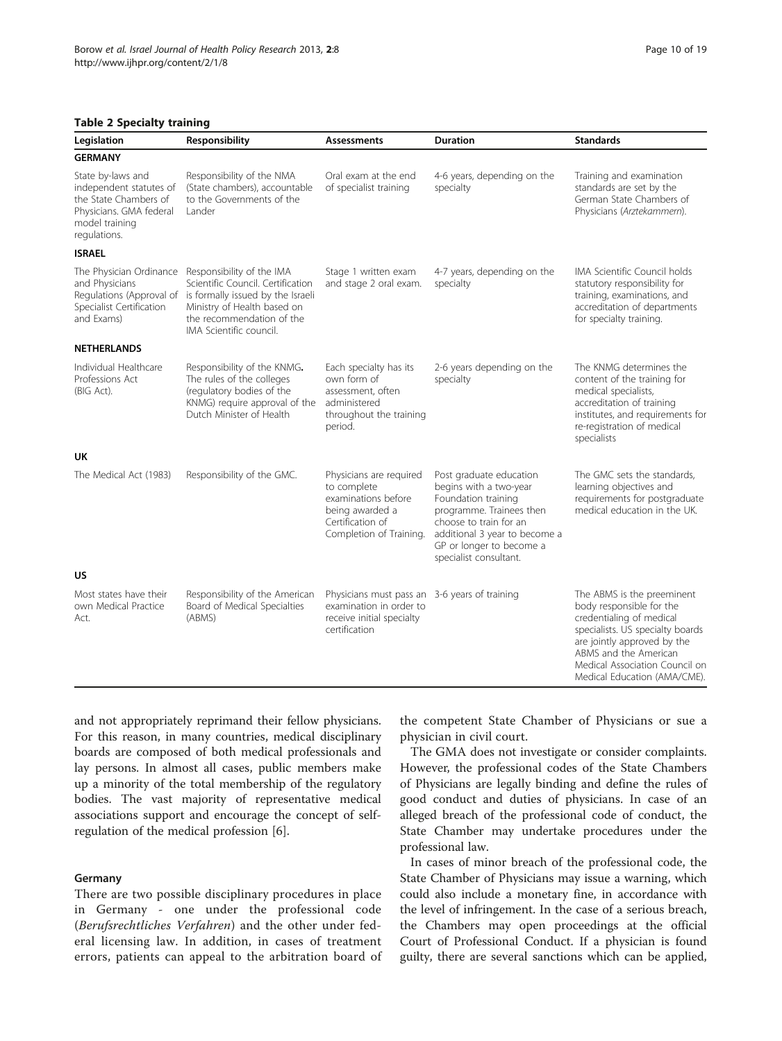**Table 2 Specialty training**

| Legislation | Responsibility | Assessments | Duration | Standards |
| --- | --- | --- | --- | --- |
| **GERMANY** | | | | |
| State by-laws and independent statutes of the State Chambers of Physicians. GMA federal model training regulations. | Responsibility of the NMA (State chambers), accountable to the Governments of the Lander | Oral exam at the end of specialist training | 4-6 years, depending on the specialty | Training and examination standards are set by the German State Chambers of Physicians (*Arztekammern*). |
| **ISRAEL** | | | | |
| The Physician Ordinance and Physicians Regulations (Approval of Specialist Certification and Exams) | Responsibility of the IMA Scientific Council. Certification is formally issued by the Israeli Ministry of Health based on the recommendation of the IMA Scientific council. | Stage 1 written exam and stage 2 oral exam. | 4-7 years, depending on the specialty | IMA Scientific Council holds statutory responsibility for training, examinations, and accreditation of departments for specialty training. |
| **NETHERLANDS** | | | | |
| Individual Healthcare Professions Act (BIG Act). | Responsibility of the KNMG. The rules of the colleges (regulatory bodies of the KNMG) require approval of the Dutch Minister of Health | Each specialty has its own form of assessment, often administered throughout the training period. | 2-6 years depending on the specialty | The KNMG determines the content of the training for medical specialists, accreditation of training institutes, and requirements for re-registration of medical specialists |
| **UK** | | | | |
| The Medical Act (1983) | Responsibility of the GMC. | Physicians are required to complete examinations before being awarded a Certification of Completion of Training. | Post graduate education begins with a two-year Foundation training programme. Trainees then choose to train for an additional 3 year to become a GP or longer to become a specialist consultant. | The GMC sets the standards, learning objectives and requirements for postgraduate medical education in the UK. |
| **US** | | | | |
| Most states have their own Medical Practice Act. | Responsibility of the American Board of Medical Specialties (ABMS) | Physicians must pass an examination in order to receive initial specialty certification | 3-6 years of training | The ABMS is the preeminent body responsible for the credentialing of medical specialists. US specialty boards are jointly approved by the ABMS and the American Medical Association Council on Medical Education (AMA/CME). |

and not appropriately reprimand their fellow physicians. For this reason, in many countries, medical disciplinary boards are composed of both medical professionals and lay persons. In almost all cases, public members make up a minority of the total membership of the regulatory bodies. The vast majority of representative medical associations support and encourage the concept of self-regulation of the medical profession [6].

### Germany

There are two possible disciplinary procedures in place in Germany - one under the professional code (*Berufsrechtliches Verfahren*) and the other under federal licensing law. In addition, in cases of treatment errors, patients can appeal to the arbitration board of the competent State Chamber of Physicians or sue a physician in civil court.

The GMA does not investigate or consider complaints. However, the professional codes of the State Chambers of Physicians are legally binding and define the rules of good conduct and duties of physicians. In case of an alleged breach of the professional code of conduct, the State Chamber may undertake procedures under the professional law.

In cases of minor breach of the professional code, the State Chamber of Physicians may issue a warning, which could also include a monetary fine, in accordance with the level of infringement. In the case of a serious breach, the Chambers may open proceedings at the official Court of Professional Conduct. If a physician is found guilty, there are several sanctions which can be applied,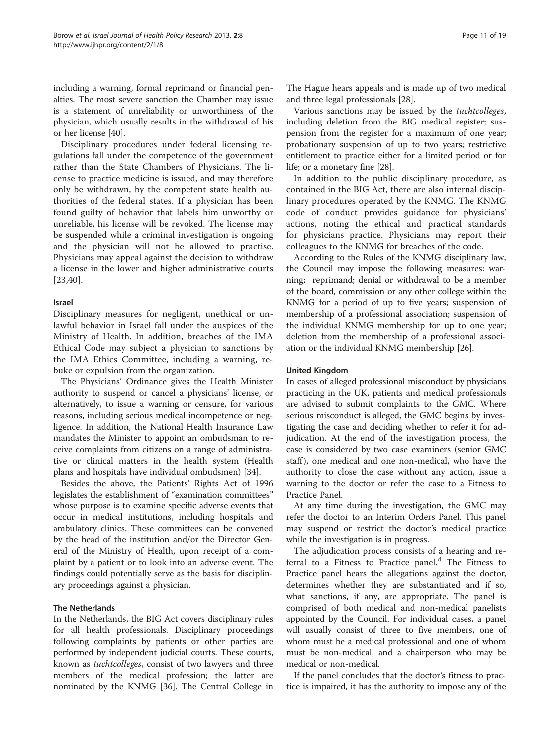including a warning, formal reprimand or financial penalties. The most severe sanction the Chamber may issue is a statement of unreliability or unworthiness of the physician, which usually results in the withdrawal of his or her license [40].

Disciplinary procedures under federal licensing regulations fall under the competence of the government rather than the State Chambers of Physicians. The license to practice medicine is issued, and may therefore only be withdrawn, by the competent state health authorities of the federal states. If a physician has been found guilty of behavior that labels him unworthy or unreliable, his license will be revoked. The license may be suspended while a criminal investigation is ongoing and the physician will not be allowed to practise. Physicians may appeal against the decision to withdraw a license in the lower and higher administrative courts [23,40].

#### Israel

Disciplinary measures for negligent, unethical or unlawful behavior in Israel fall under the auspices of the Ministry of Health. In addition, breaches of the IMA Ethical Code may subject a physician to sanctions by the IMA Ethics Committee, including a warning, rebuke or expulsion from the organization.

The Physicians' Ordinance gives the Health Minister authority to suspend or cancel a physicians' license, or alternatively, to issue a warning or censure, for various reasons, including serious medical incompetence or negligence. In addition, the National Health Insurance Law mandates the Minister to appoint an ombudsman to receive complaints from citizens on a range of administrative or clinical matters in the health system (Health plans and hospitals have individual ombudsmen) [34].

Besides the above, the Patients' Rights Act of 1996 legislates the establishment of "examination committees" whose purpose is to examine specific adverse events that occur in medical institutions, including hospitals and ambulatory clinics. These committees can be convened by the head of the institution and/or the Director General of the Ministry of Health, upon receipt of a complaint by a patient or to look into an adverse event. The findings could potentially serve as the basis for disciplinary proceedings against a physician.

#### The Netherlands

In the Netherlands, the BIG Act covers disciplinary rules for all health professionals. Disciplinary proceedings following complaints by patients or other parties are performed by independent judicial courts. These courts, known as *tuchtcolleges*, consist of two lawyers and three members of the medical profession; the latter are nominated by the KNMG [36]. The Central College in The Hague hears appeals and is made up of two medical and three legal professionals [28].

Various sanctions may be issued by the *tuchtcolleges*, including deletion from the BIG medical register; suspension from the register for a maximum of one year; probationary suspension of up to two years; restrictive entitlement to practice either for a limited period or for life; or a monetary fine [28].

In addition to the public disciplinary procedure, as contained in the BIG Act, there are also internal disciplinary procedures operated by the KNMG. The KNMG code of conduct provides guidance for physicians' actions, noting the ethical and practical standards for physicians practice. Physicians may report their colleagues to the KNMG for breaches of the code.

According to the Rules of the KNMG disciplinary law, the Council may impose the following measures: warning; reprimand; denial or withdrawal to be a member of the board, commission or any other college within the KNMG for a period of up to five years; suspension of membership of a professional association; suspension of the individual KNMG membership for up to one year; deletion from the membership of a professional association or the individual KNMG membership [26].

#### United Kingdom

In cases of alleged professional misconduct by physicians practicing in the UK, patients and medical professionals are advised to submit complaints to the GMC. Where serious misconduct is alleged, the GMC begins by investigating the case and deciding whether to refer it for adjudication. At the end of the investigation process, the case is considered by two case examiners (senior GMC staff), one medical and one non-medical, who have the authority to close the case without any action, issue a warning to the doctor or refer the case to a Fitness to Practice Panel.

At any time during the investigation, the GMC may refer the doctor to an Interim Orders Panel. This panel may suspend or restrict the doctor's medical practice while the investigation is in progress.

The adjudication process consists of a hearing and referral to a Fitness to Practice panel.[d] The Fitness to Practice panel hears the allegations against the doctor, determines whether they are substantiated and if so, what sanctions, if any, are appropriate. The panel is comprised of both medical and non-medical panelists appointed by the Council. For individual cases, a panel will usually consist of three to five members, one of whom must be a medical professional and one of whom must be non-medical, and a chairperson who may be medical or non-medical.

If the panel concludes that the doctor's fitness to practice is impaired, it has the authority to impose any of the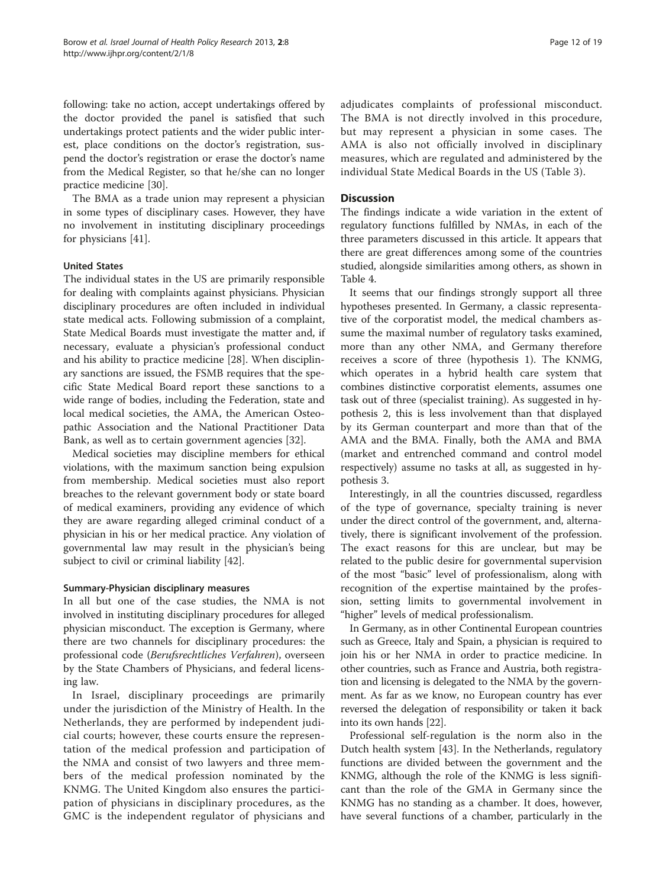following: take no action, accept undertakings offered by the doctor provided the panel is satisfied that such undertakings protect patients and the wider public interest, place conditions on the doctor's registration, suspend the doctor's registration or erase the doctor's name from the Medical Register, so that he/she can no longer practice medicine [30].

The BMA as a trade union may represent a physician in some types of disciplinary cases. However, they have no involvement in instituting disciplinary proceedings for physicians [41].

#### United States

The individual states in the US are primarily responsible for dealing with complaints against physicians. Physician disciplinary procedures are often included in individual state medical acts. Following submission of a complaint, State Medical Boards must investigate the matter and, if necessary, evaluate a physician's professional conduct and his ability to practice medicine [28]. When disciplinary sanctions are issued, the FSMB requires that the specific State Medical Board report these sanctions to a wide range of bodies, including the Federation, state and local medical societies, the AMA, the American Osteopathic Association and the National Practitioner Data Bank, as well as to certain government agencies [32].

Medical societies may discipline members for ethical violations, with the maximum sanction being expulsion from membership. Medical societies must also report breaches to the relevant government body or state board of medical examiners, providing any evidence of which they are aware regarding alleged criminal conduct of a physician in his or her medical practice. Any violation of governmental law may result in the physician's being subject to civil or criminal liability [42].

#### Summary-Physician disciplinary measures

In all but one of the case studies, the NMA is not involved in instituting disciplinary procedures for alleged physician misconduct. The exception is Germany, where there are two channels for disciplinary procedures: the professional code (*Berufsrechtliches Verfahren*), overseen by the State Chambers of Physicians, and federal licensing law.

In Israel, disciplinary proceedings are primarily under the jurisdiction of the Ministry of Health. In the Netherlands, they are performed by independent judicial courts; however, these courts ensure the representation of the medical profession and participation of the NMA and consist of two lawyers and three members of the medical profession nominated by the KNMG. The United Kingdom also ensures the participation of physicians in disciplinary procedures, as the GMC is the independent regulator of physicians and adjudicates complaints of professional misconduct. The BMA is not directly involved in this procedure, but may represent a physician in some cases. The AMA is also not officially involved in disciplinary measures, which are regulated and administered by the individual State Medical Boards in the US (Table 3).

## Discussion

The findings indicate a wide variation in the extent of regulatory functions fulfilled by NMAs, in each of the three parameters discussed in this article. It appears that there are great differences among some of the countries studied, alongside similarities among others, as shown in Table 4.

It seems that our findings strongly support all three hypotheses presented. In Germany, a classic representative of the corporatist model, the medical chambers assume the maximal number of regulatory tasks examined, more than any other NMA, and Germany therefore receives a score of three (hypothesis 1). The KNMG, which operates in a hybrid health care system that combines distinctive corporatist elements, assumes one task out of three (specialist training). As suggested in hypothesis 2, this is less involvement than that displayed by its German counterpart and more than that of the AMA and the BMA. Finally, both the AMA and BMA (market and entrenched command and control model respectively) assume no tasks at all, as suggested in hypothesis 3.

Interestingly, in all the countries discussed, regardless of the type of governance, specialty training is never under the direct control of the government, and, alternatively, there is significant involvement of the profession. The exact reasons for this are unclear, but may be related to the public desire for governmental supervision of the most "basic" level of professionalism, along with recognition of the expertise maintained by the profession, setting limits to governmental involvement in "higher" levels of medical professionalism.

In Germany, as in other Continental European countries such as Greece, Italy and Spain, a physician is required to join his or her NMA in order to practice medicine. In other countries, such as France and Austria, both registration and licensing is delegated to the NMA by the government. As far as we know, no European country has ever reversed the delegation of responsibility or taken it back into its own hands [22].

Professional self-regulation is the norm also in the Dutch health system [43]. In the Netherlands, regulatory functions are divided between the government and the KNMG, although the role of the KNMG is less significant than the role of the GMA in Germany since the KNMG has no standing as a chamber. It does, however, have several functions of a chamber, particularly in the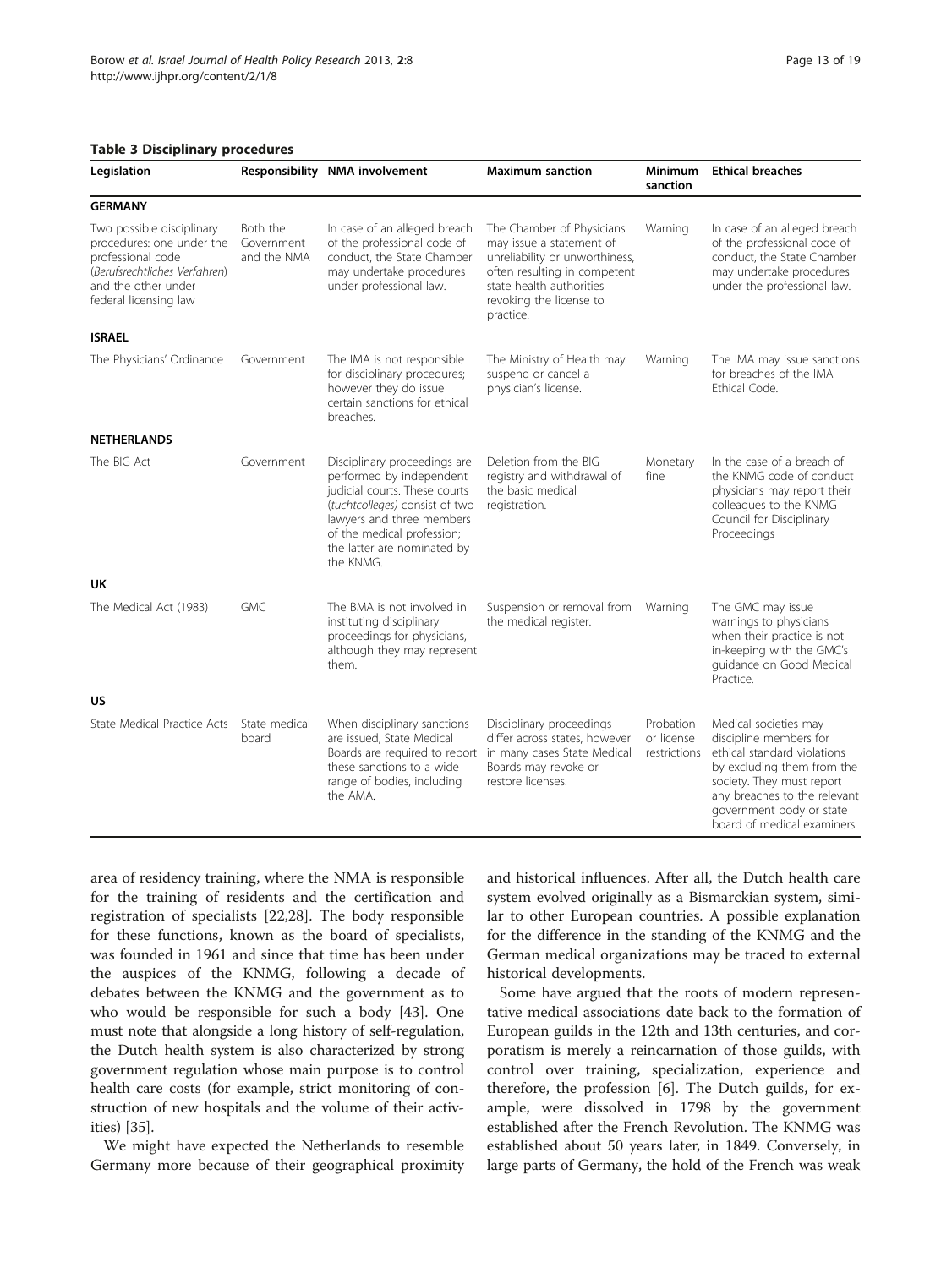**Table 3 Disciplinary procedures**

| Legislation | Responsibility | NMA involvement | Maximum sanction | Minimum sanction | Ethical breaches |
|---|---|---|---|---|---|
| **GERMANY** | | | | | |
| Two possible disciplinary procedures: one under the professional code (*Berufsrechtliches Verfahren*) and the other under federal licensing law | Both the Government and the NMA | In case of an alleged breach of the professional code of conduct, the State Chamber may undertake procedures under professional law. | The Chamber of Physicians may issue a statement of unreliability or unworthiness, often resulting in competent state health authorities revoking the license to practice. | Warning | In case of an alleged breach of the professional code of conduct, the State Chamber may undertake procedures under the professional law. |
| **ISRAEL** | | | | | |
| The Physicians' Ordinance | Government | The IMA is not responsible for disciplinary procedures; however they do issue certain sanctions for ethical breaches. | The Ministry of Health may suspend or cancel a physician's license. | Warning | The IMA may issue sanctions for breaches of the IMA Ethical Code. |
| **NETHERLANDS** | | | | | |
| The BIG Act | Government | Disciplinary proceedings are performed by independent judicial courts. These courts (*tuchtcolleges*) consist of two lawyers and three members of the medical profession; the latter are nominated by the KNMG. | Deletion from the BIG registry and withdrawal of the basic medical registration. | Monetary fine | In the case of a breach of the KNMG code of conduct physicians may report their colleagues to the KNMG Council for Disciplinary Proceedings |
| **UK** | | | | | |
| The Medical Act (1983) | GMC | The BMA is not involved in instituting disciplinary proceedings for physicians, although they may represent them. | Suspension or removal from the medical register. | Warning | The GMC may issue warnings to physicians when their practice is not in-keeping with the GMC's guidance on Good Medical Practice. |
| **US** | | | | | |
| State Medical Practice Acts | State medical board | When disciplinary sanctions are issued, State Medical Boards are required to report these sanctions to a wide range of bodies, including the AMA. | Disciplinary proceedings differ across states, however in many cases State Medical Boards may revoke or restore licenses. | Probation or license restrictions | Medical societies may discipline members for ethical standard violations by excluding them from the society. They must report any breaches to the relevant government body or state board of medical examiners |

area of residency training, where the NMA is responsible for the training of residents and the certification and registration of specialists [22,28]. The body responsible for these functions, known as the board of specialists, was founded in 1961 and since that time has been under the auspices of the KNMG, following a decade of debates between the KNMG and the government as to who would be responsible for such a body [43]. One must note that alongside a long history of self-regulation, the Dutch health system is also characterized by strong government regulation whose main purpose is to control health care costs (for example, strict monitoring of construction of new hospitals and the volume of their activities) [35].

We might have expected the Netherlands to resemble Germany more because of their geographical proximity and historical influences. After all, the Dutch health care system evolved originally as a Bismarckian system, similar to other European countries. A possible explanation for the difference in the standing of the KNMG and the German medical organizations may be traced to external historical developments.

Some have argued that the roots of modern representative medical associations date back to the formation of European guilds in the 12th and 13th centuries, and corporatism is merely a reincarnation of those guilds, with control over training, specialization, experience and therefore, the profession [6]. The Dutch guilds, for example, were dissolved in 1798 by the government established after the French Revolution. The KNMG was established about 50 years later, in 1849. Conversely, in large parts of Germany, the hold of the French was weak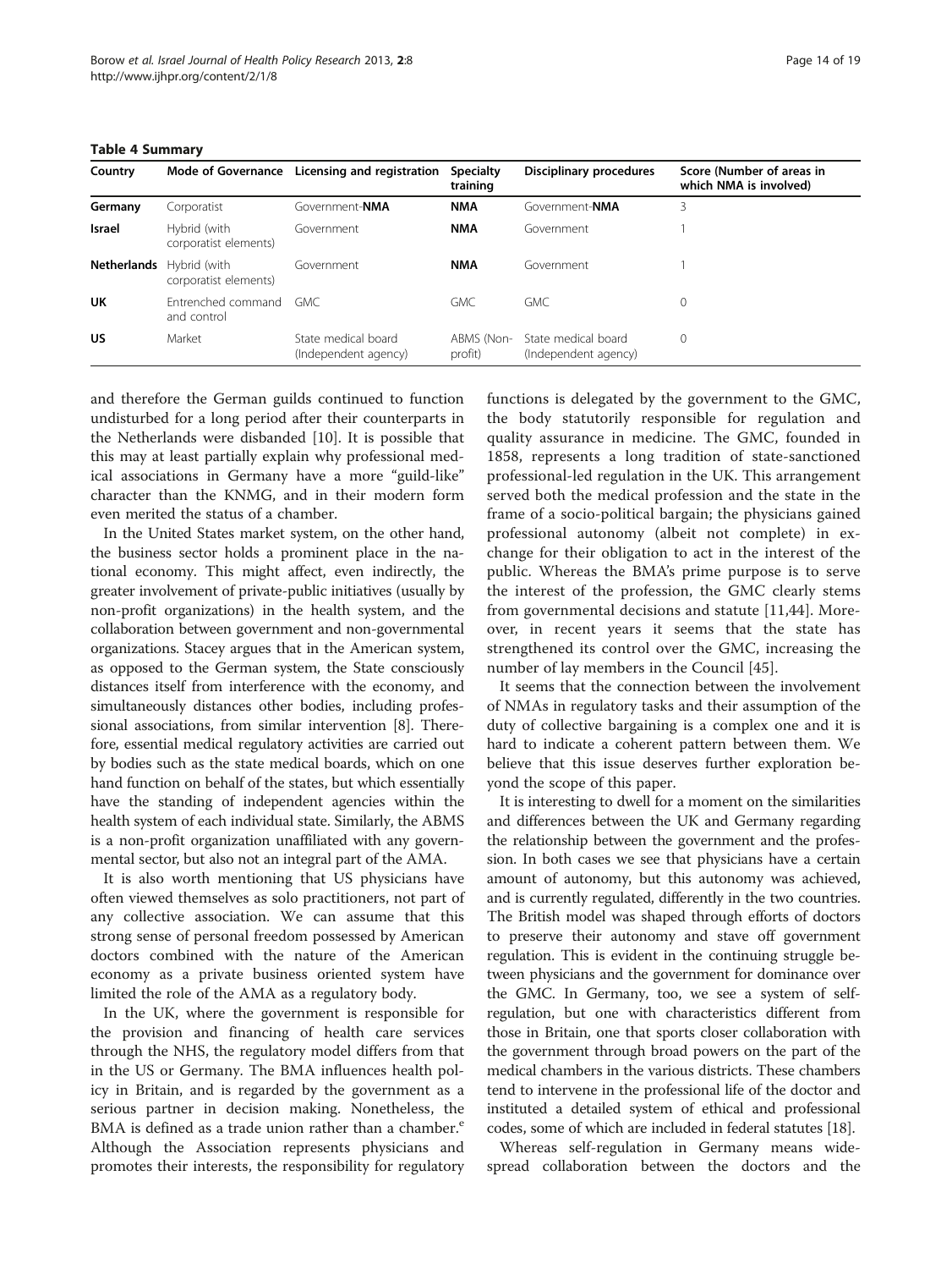**Table 4 Summary**

| Country | Mode of Governance | Licensing and registration | Specialty training | Disciplinary procedures | Score (Number of areas in which NMA is involved) |
|---|---|---|---|---|---|
| **Germany** | Corporatist | Government-**NMA** | **NMA** | Government-**NMA** | 3 |
| **Israel** | Hybrid (with corporatist elements) | Government | **NMA** | Government | 1 |
| **Netherlands** | Hybrid (with corporatist elements) | Government | **NMA** | Government | 1 |
| **UK** | Entrenched command and control | GMC | GMC | GMC | 0 |
| **US** | Market | State medical board (Independent agency) | ABMS (Non-profit) | State medical board (Independent agency) | 0 |

and therefore the German guilds continued to function undisturbed for a long period after their counterparts in the Netherlands were disbanded [10]. It is possible that this may at least partially explain why professional medical associations in Germany have a more "guild-like" character than the KNMG, and in their modern form even merited the status of a chamber.

In the United States market system, on the other hand, the business sector holds a prominent place in the national economy. This might affect, even indirectly, the greater involvement of private-public initiatives (usually by non-profit organizations) in the health system, and the collaboration between government and non-governmental organizations. Stacey argues that in the American system, as opposed to the German system, the State consciously distances itself from interference with the economy, and simultaneously distances other bodies, including professional associations, from similar intervention [8]. Therefore, essential medical regulatory activities are carried out by bodies such as the state medical boards, which on one hand function on behalf of the states, but which essentially have the standing of independent agencies within the health system of each individual state. Similarly, the ABMS is a non-profit organization unaffiliated with any governmental sector, but also not an integral part of the AMA.

It is also worth mentioning that US physicians have often viewed themselves as solo practitioners, not part of any collective association. We can assume that this strong sense of personal freedom possessed by American doctors combined with the nature of the American economy as a private business oriented system have limited the role of the AMA as a regulatory body.

In the UK, where the government is responsible for the provision and financing of health care services through the NHS, the regulatory model differs from that in the US or Germany. The BMA influences health policy in Britain, and is regarded by the government as a serious partner in decision making. Nonetheless, the BMA is defined as a trade union rather than a chamber.[e] Although the Association represents physicians and promotes their interests, the responsibility for regulatory functions is delegated by the government to the GMC, the body statutorily responsible for regulation and quality assurance in medicine. The GMC, founded in 1858, represents a long tradition of state-sanctioned professional-led regulation in the UK. This arrangement served both the medical profession and the state in the frame of a socio-political bargain; the physicians gained professional autonomy (albeit not complete) in exchange for their obligation to act in the interest of the public. Whereas the BMA's prime purpose is to serve the interest of the profession, the GMC clearly stems from governmental decisions and statute [11,44]. Moreover, in recent years it seems that the state has strengthened its control over the GMC, increasing the number of lay members in the Council [45].

It seems that the connection between the involvement of NMAs in regulatory tasks and their assumption of the duty of collective bargaining is a complex one and it is hard to indicate a coherent pattern between them. We believe that this issue deserves further exploration beyond the scope of this paper.

It is interesting to dwell for a moment on the similarities and differences between the UK and Germany regarding the relationship between the government and the profession. In both cases we see that physicians have a certain amount of autonomy, but this autonomy was achieved, and is currently regulated, differently in the two countries. The British model was shaped through efforts of doctors to preserve their autonomy and stave off government regulation. This is evident in the continuing struggle between physicians and the government for dominance over the GMC. In Germany, too, we see a system of self-regulation, but one with characteristics different from those in Britain, one that sports closer collaboration with the government through broad powers on the part of the medical chambers in the various districts. These chambers tend to intervene in the professional life of the doctor and instituted a detailed system of ethical and professional codes, some of which are included in federal statutes [18].

Whereas self-regulation in Germany means widespread collaboration between the doctors and the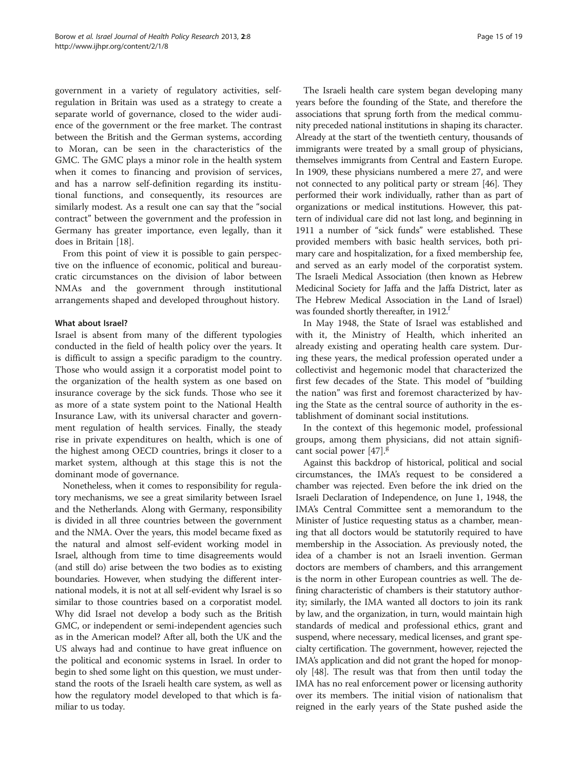government in a variety of regulatory activities, self-regulation in Britain was used as a strategy to create a separate world of governance, closed to the wider audience of the government or the free market. The contrast between the British and the German systems, according to Moran, can be seen in the characteristics of the GMC. The GMC plays a minor role in the health system when it comes to financing and provision of services, and has a narrow self-definition regarding its institutional functions, and consequently, its resources are similarly modest. As a result one can say that the "social contract" between the government and the profession in Germany has greater importance, even legally, than it does in Britain [18].

From this point of view it is possible to gain perspective on the influence of economic, political and bureaucratic circumstances on the division of labor between NMAs and the government through institutional arrangements shaped and developed throughout history.

### What about Israel?

Israel is absent from many of the different typologies conducted in the field of health policy over the years. It is difficult to assign a specific paradigm to the country. Those who would assign it a corporatist model point to the organization of the health system as one based on insurance coverage by the sick funds. Those who see it as more of a state system point to the National Health Insurance Law, with its universal character and government regulation of health services. Finally, the steady rise in private expenditures on health, which is one of the highest among OECD countries, brings it closer to a market system, although at this stage this is not the dominant mode of governance.

Nonetheless, when it comes to responsibility for regulatory mechanisms, we see a great similarity between Israel and the Netherlands. Along with Germany, responsibility is divided in all three countries between the government and the NMA. Over the years, this model became fixed as the natural and almost self-evident working model in Israel, although from time to time disagreements would (and still do) arise between the two bodies as to existing boundaries. However, when studying the different international models, it is not at all self-evident why Israel is so similar to those countries based on a corporatist model. Why did Israel not develop a body such as the British GMC, or independent or semi-independent agencies such as in the American model? After all, both the UK and the US always had and continue to have great influence on the political and economic systems in Israel. In order to begin to shed some light on this question, we must understand the roots of the Israeli health care system, as well as how the regulatory model developed to that which is familiar to us today.

The Israeli health care system began developing many years before the founding of the State, and therefore the associations that sprung forth from the medical community preceded national institutions in shaping its character. Already at the start of the twentieth century, thousands of immigrants were treated by a small group of physicians, themselves immigrants from Central and Eastern Europe. In 1909, these physicians numbered a mere 27, and were not connected to any political party or stream [46]. They performed their work individually, rather than as part of organizations or medical institutions. However, this pattern of individual care did not last long, and beginning in 1911 a number of "sick funds" were established. These provided members with basic health services, both primary care and hospitalization, for a fixed membership fee, and served as an early model of the corporatist system. The Israeli Medical Association (then known as Hebrew Medicinal Society for Jaffa and the Jaffa District, later as The Hebrew Medical Association in the Land of Israel) was founded shortly thereafter, in 1912.[f]

In May 1948, the State of Israel was established and with it, the Ministry of Health, which inherited an already existing and operating health care system. During these years, the medical profession operated under a collectivist and hegemonic model that characterized the first few decades of the State. This model of "building the nation" was first and foremost characterized by having the State as the central source of authority in the establishment of dominant social institutions.

In the context of this hegemonic model, professional groups, among them physicians, did not attain significant social power [47].[g]

Against this backdrop of historical, political and social circumstances, the IMA's request to be considered a chamber was rejected. Even before the ink dried on the Israeli Declaration of Independence, on June 1, 1948, the IMA's Central Committee sent a memorandum to the Minister of Justice requesting status as a chamber, meaning that all doctors would be statutorily required to have membership in the Association. As previously noted, the idea of a chamber is not an Israeli invention. German doctors are members of chambers, and this arrangement is the norm in other European countries as well. The defining characteristic of chambers is their statutory authority; similarly, the IMA wanted all doctors to join its rank by law, and the organization, in turn, would maintain high standards of medical and professional ethics, grant and suspend, where necessary, medical licenses, and grant specialty certification. The government, however, rejected the IMA's application and did not grant the hoped for monopoly [48]. The result was that from then until today the IMA has no real enforcement power or licensing authority over its members. The initial vision of nationalism that reigned in the early years of the State pushed aside the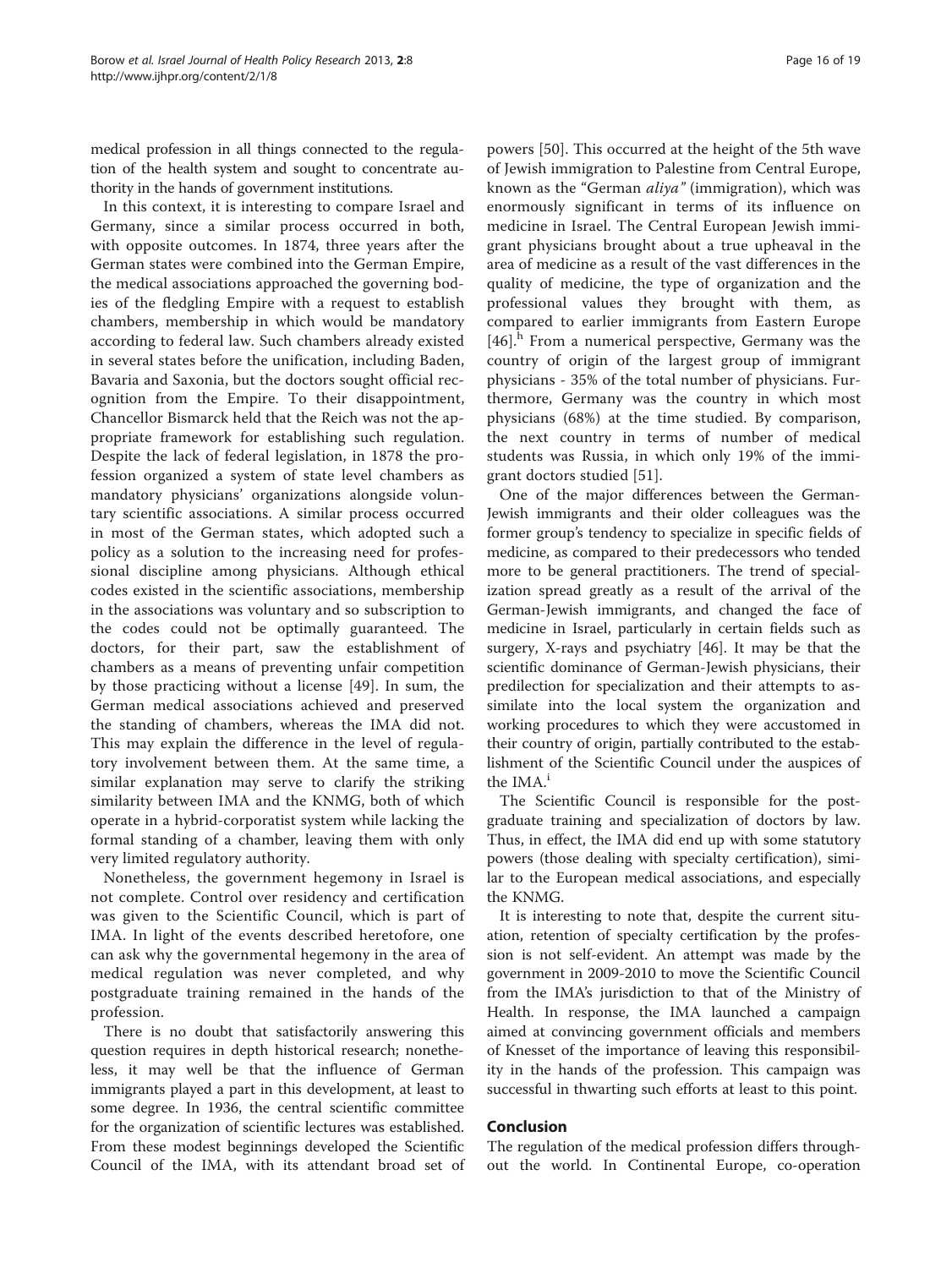medical profession in all things connected to the regulation of the health system and sought to concentrate authority in the hands of government institutions.

In this context, it is interesting to compare Israel and Germany, since a similar process occurred in both, with opposite outcomes. In 1874, three years after the German states were combined into the German Empire, the medical associations approached the governing bodies of the fledgling Empire with a request to establish chambers, membership in which would be mandatory according to federal law. Such chambers already existed in several states before the unification, including Baden, Bavaria and Saxonia, but the doctors sought official recognition from the Empire. To their disappointment, Chancellor Bismarck held that the Reich was not the appropriate framework for establishing such regulation. Despite the lack of federal legislation, in 1878 the profession organized a system of state level chambers as mandatory physicians' organizations alongside voluntary scientific associations. A similar process occurred in most of the German states, which adopted such a policy as a solution to the increasing need for professional discipline among physicians. Although ethical codes existed in the scientific associations, membership in the associations was voluntary and so subscription to the codes could not be optimally guaranteed. The doctors, for their part, saw the establishment of chambers as a means of preventing unfair competition by those practicing without a license [49]. In sum, the German medical associations achieved and preserved the standing of chambers, whereas the IMA did not. This may explain the difference in the level of regulatory involvement between them. At the same time, a similar explanation may serve to clarify the striking similarity between IMA and the KNMG, both of which operate in a hybrid-corporatist system while lacking the formal standing of a chamber, leaving them with only very limited regulatory authority.

Nonetheless, the government hegemony in Israel is not complete. Control over residency and certification was given to the Scientific Council, which is part of IMA. In light of the events described heretofore, one can ask why the governmental hegemony in the area of medical regulation was never completed, and why postgraduate training remained in the hands of the profession.

There is no doubt that satisfactorily answering this question requires in depth historical research; nonetheless, it may well be that the influence of German immigrants played a part in this development, at least to some degree. In 1936, the central scientific committee for the organization of scientific lectures was established. From these modest beginnings developed the Scientific Council of the IMA, with its attendant broad set of powers [50]. This occurred at the height of the 5th wave of Jewish immigration to Palestine from Central Europe, known as the "German *aliya*" (immigration), which was enormously significant in terms of its influence on medicine in Israel. The Central European Jewish immigrant physicians brought about a true upheaval in the area of medicine as a result of the vast differences in the quality of medicine, the type of organization and the professional values they brought with them, as compared to earlier immigrants from Eastern Europe [46].[h] From a numerical perspective, Germany was the country of origin of the largest group of immigrant physicians - 35% of the total number of physicians. Furthermore, Germany was the country in which most physicians (68%) at the time studied. By comparison, the next country in terms of number of medical students was Russia, in which only 19% of the immigrant doctors studied [51].

One of the major differences between the German-Jewish immigrants and their older colleagues was the former group's tendency to specialize in specific fields of medicine, as compared to their predecessors who tended more to be general practitioners. The trend of specialization spread greatly as a result of the arrival of the German-Jewish immigrants, and changed the face of medicine in Israel, particularly in certain fields such as surgery, X-rays and psychiatry [46]. It may be that the scientific dominance of German-Jewish physicians, their predilection for specialization and their attempts to assimilate into the local system the organization and working procedures to which they were accustomed in their country of origin, partially contributed to the establishment of the Scientific Council under the auspices of the IMA.[i]

The Scientific Council is responsible for the postgraduate training and specialization of doctors by law. Thus, in effect, the IMA did end up with some statutory powers (those dealing with specialty certification), similar to the European medical associations, and especially the KNMG.

It is interesting to note that, despite the current situation, retention of specialty certification by the profession is not self-evident. An attempt was made by the government in 2009-2010 to move the Scientific Council from the IMA's jurisdiction to that of the Ministry of Health. In response, the IMA launched a campaign aimed at convincing government officials and members of Knesset of the importance of leaving this responsibility in the hands of the profession. This campaign was successful in thwarting such efforts at least to this point.

## Conclusion

The regulation of the medical profession differs throughout the world. In Continental Europe, co-operation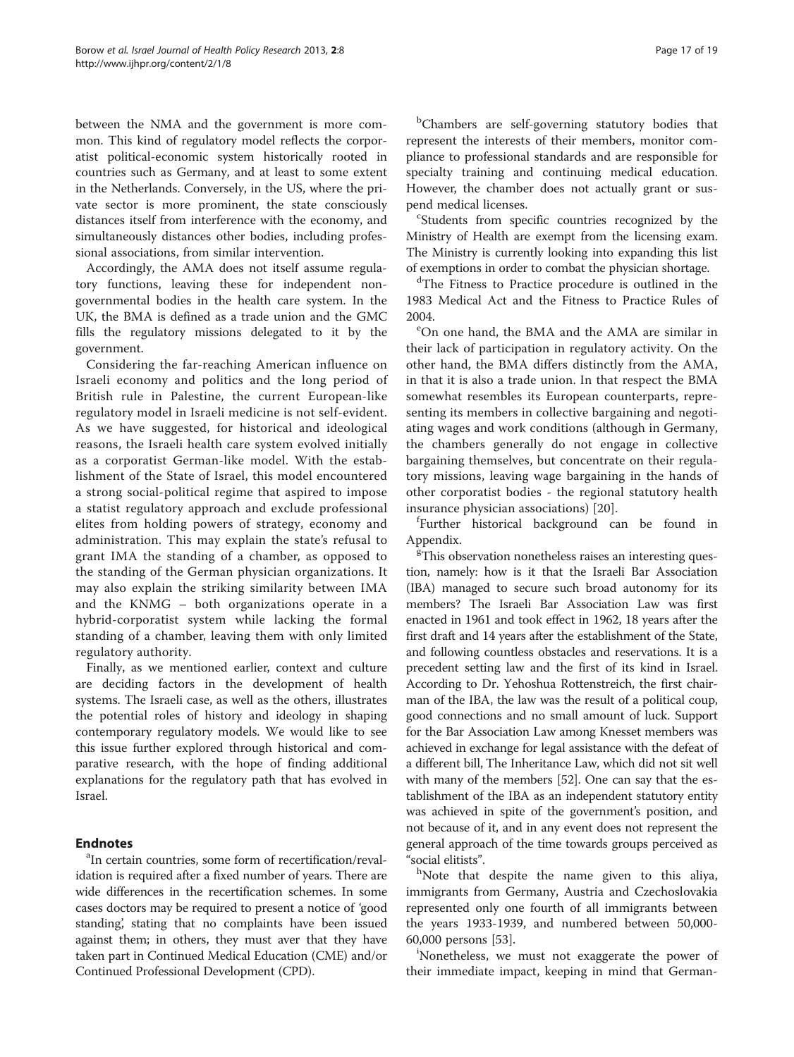between the NMA and the government is more common. This kind of regulatory model reflects the corporatist political-economic system historically rooted in countries such as Germany, and at least to some extent in the Netherlands. Conversely, in the US, where the private sector is more prominent, the state consciously distances itself from interference with the economy, and simultaneously distances other bodies, including professional associations, from similar intervention.

Accordingly, the AMA does not itself assume regulatory functions, leaving these for independent non-governmental bodies in the health care system. In the UK, the BMA is defined as a trade union and the GMC fills the regulatory missions delegated to it by the government.

Considering the far-reaching American influence on Israeli economy and politics and the long period of British rule in Palestine, the current European-like regulatory model in Israeli medicine is not self-evident. As we have suggested, for historical and ideological reasons, the Israeli health care system evolved initially as a corporatist German-like model. With the establishment of the State of Israel, this model encountered a strong social-political regime that aspired to impose a statist regulatory approach and exclude professional elites from holding powers of strategy, economy and administration. This may explain the state's refusal to grant IMA the standing of a chamber, as opposed to the standing of the German physician organizations. It may also explain the striking similarity between IMA and the KNMG – both organizations operate in a hybrid-corporatist system while lacking the formal standing of a chamber, leaving them with only limited regulatory authority.

Finally, as we mentioned earlier, context and culture are deciding factors in the development of health systems. The Israeli case, as well as the others, illustrates the potential roles of history and ideology in shaping contemporary regulatory models. We would like to see this issue further explored through historical and comparative research, with the hope of finding additional explanations for the regulatory path that has evolved in Israel.

## Endnotes

[a]In certain countries, some form of recertification/revalidation is required after a fixed number of years. There are wide differences in the recertification schemes. In some cases doctors may be required to present a notice of 'good standing', stating that no complaints have been issued against them; in others, they must aver that they have taken part in Continued Medical Education (CME) and/or Continued Professional Development (CPD).

[b]Chambers are self-governing statutory bodies that represent the interests of their members, monitor compliance to professional standards and are responsible for specialty training and continuing medical education. However, the chamber does not actually grant or suspend medical licenses.

[c]Students from specific countries recognized by the Ministry of Health are exempt from the licensing exam. The Ministry is currently looking into expanding this list of exemptions in order to combat the physician shortage.

[d]The Fitness to Practice procedure is outlined in the 1983 Medical Act and the Fitness to Practice Rules of 2004.

[e]On one hand, the BMA and the AMA are similar in their lack of participation in regulatory activity. On the other hand, the BMA differs distinctly from the AMA, in that it is also a trade union. In that respect the BMA somewhat resembles its European counterparts, representing its members in collective bargaining and negotiating wages and work conditions (although in Germany, the chambers generally do not engage in collective bargaining themselves, but concentrate on their regulatory missions, leaving wage bargaining in the hands of other corporatist bodies - the regional statutory health insurance physician associations) [20].

[f]Further historical background can be found in Appendix.

[g]This observation nonetheless raises an interesting question, namely: how is it that the Israeli Bar Association (IBA) managed to secure such broad autonomy for its members? The Israeli Bar Association Law was first enacted in 1961 and took effect in 1962, 18 years after the first draft and 14 years after the establishment of the State, and following countless obstacles and reservations. It is a precedent setting law and the first of its kind in Israel. According to Dr. Yehoshua Rottenstreich, the first chairman of the IBA, the law was the result of a political coup, good connections and no small amount of luck. Support for the Bar Association Law among Knesset members was achieved in exchange for legal assistance with the defeat of a different bill, The Inheritance Law, which did not sit well with many of the members [52]. One can say that the establishment of the IBA as an independent statutory entity was achieved in spite of the government's position, and not because of it, and in any event does not represent the general approach of the time towards groups perceived as "social elitists".

[h]Note that despite the name given to this aliya, immigrants from Germany, Austria and Czechoslovakia represented only one fourth of all immigrants between the years 1933-1939, and numbered between 50,000-60,000 persons [53].

[i]Nonetheless, we must not exaggerate the power of their immediate impact, keeping in mind that German-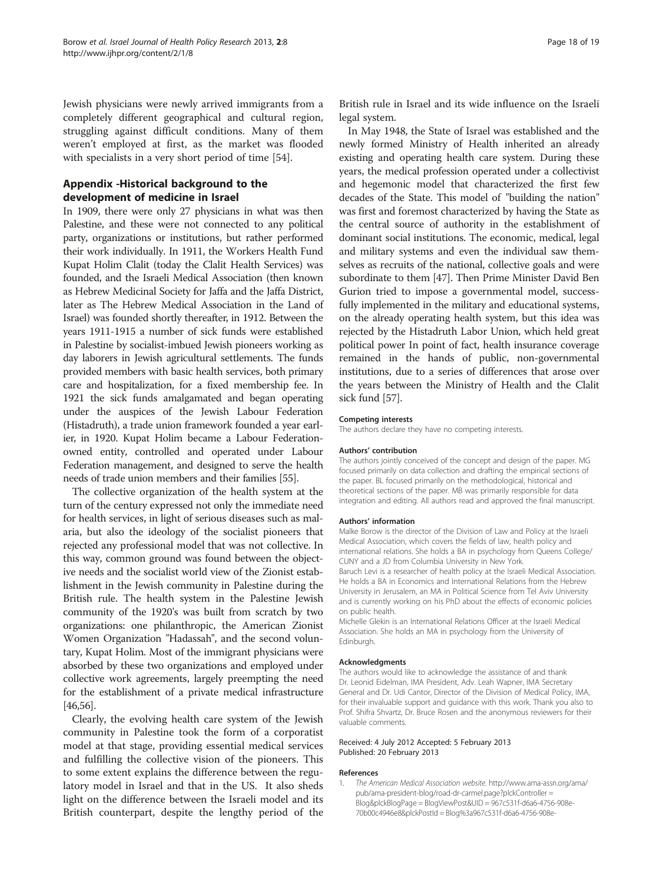Jewish physicians were newly arrived immigrants from a completely different geographical and cultural region, struggling against difficult conditions. Many of them weren't employed at first, as the market was flooded with specialists in a very short period of time [54].

## Appendix -Historical background to the development of medicine in Israel

In 1909, there were only 27 physicians in what was then Palestine, and these were not connected to any political party, organizations or institutions, but rather performed their work individually. In 1911, the Workers Health Fund Kupat Holim Clalit (today the Clalit Health Services) was founded, and the Israeli Medical Association (then known as Hebrew Medicinal Society for Jaffa and the Jaffa District, later as The Hebrew Medical Association in the Land of Israel) was founded shortly thereafter, in 1912. Between the years 1911-1915 a number of sick funds were established in Palestine by socialist-imbued Jewish pioneers working as day laborers in Jewish agricultural settlements. The funds provided members with basic health services, both primary care and hospitalization, for a fixed membership fee. In 1921 the sick funds amalgamated and began operating under the auspices of the Jewish Labour Federation (Histadruth), a trade union framework founded a year earlier, in 1920. Kupat Holim became a Labour Federation-owned entity, controlled and operated under Labour Federation management, and designed to serve the health needs of trade union members and their families [55].

The collective organization of the health system at the turn of the century expressed not only the immediate need for health services, in light of serious diseases such as malaria, but also the ideology of the socialist pioneers that rejected any professional model that was not collective. In this way, common ground was found between the objective needs and the socialist world view of the Zionist establishment in the Jewish community in Palestine during the British rule. The health system in the Palestine Jewish community of the 1920's was built from scratch by two organizations: one philanthropic, the American Zionist Women Organization "Hadassah", and the second voluntary, Kupat Holim. Most of the immigrant physicians were absorbed by these two organizations and employed under collective work agreements, largely preempting the need for the establishment of a private medical infrastructure [46,56].

Clearly, the evolving health care system of the Jewish community in Palestine took the form of a corporatist model at that stage, providing essential medical services and fulfilling the collective vision of the pioneers. This to some extent explains the difference between the regulatory model in Israel and that in the US. It also sheds light on the difference between the Israeli model and its British counterpart, despite the lengthy period of the British rule in Israel and its wide influence on the Israeli legal system.

In May 1948, the State of Israel was established and the newly formed Ministry of Health inherited an already existing and operating health care system. During these years, the medical profession operated under a collectivist and hegemonic model that characterized the first few decades of the State. This model of "building the nation" was first and foremost characterized by having the State as the central source of authority in the establishment of dominant social institutions. The economic, medical, legal and military systems and even the individual saw themselves as recruits of the national, collective goals and were subordinate to them [47]. Then Prime Minister David Ben Gurion tried to impose a governmental model, successfully implemented in the military and educational systems, on the already operating health system, but this idea was rejected by the Histadruth Labor Union, which held great political power In point of fact, health insurance coverage remained in the hands of public, non-governmental institutions, due to a series of differences that arose over the years between the Ministry of Health and the Clalit sick fund [57].

#### Competing interests

The authors declare they have no competing interests.

#### Authors' contribution

The authors jointly conceived of the concept and design of the paper. MG focused primarily on data collection and drafting the empirical sections of the paper. BL focused primarily on the methodological, historical and theoretical sections of the paper. MB was primarily responsible for data integration and editing. All authors read and approved the final manuscript.

#### Authors' information

Malke Borow is the director of the Division of Law and Policy at the Israeli Medical Association, which covers the fields of law, health policy and international relations. She holds a BA in psychology from Queens College/CUNY and a JD from Columbia University in New York.

Baruch Levi is a researcher of health policy at the Israeli Medical Association. He holds a BA in Economics and International Relations from the Hebrew University in Jerusalem, an MA in Political Science from Tel Aviv University and is currently working on his PhD about the effects of economic policies on public health.

Michelle Glekin is an International Relations Officer at the Israeli Medical Association. She holds an MA in psychology from the University of Edinburgh.

#### Acknowledgments

The authors would like to acknowledge the assistance of and thank Dr. Leonid Eidelman, IMA President, Adv. Leah Wapner, IMA Secretary General and Dr. Udi Cantor, Director of the Division of Medical Policy, IMA, for their invaluable support and guidance with this work. Thank you also to Prof. Shifra Shvartz, Dr. Bruce Rosen and the anonymous reviewers for their valuable comments.

Received: 4 July 2012 Accepted: 5 February 2013
Published: 20 February 2013

#### References

1. *The American Medical Association website.* http://www.ama-assn.org/ama/pub/ama-president-blog/road-dr-carmel.page?plckController = Blog&plckBlogPage = BlogViewPost&UID = 967c531f-d6a6-4756-908e-70b00c4946e8&plckPostId = Blog%3a967c531f-d6a6-4756-908e-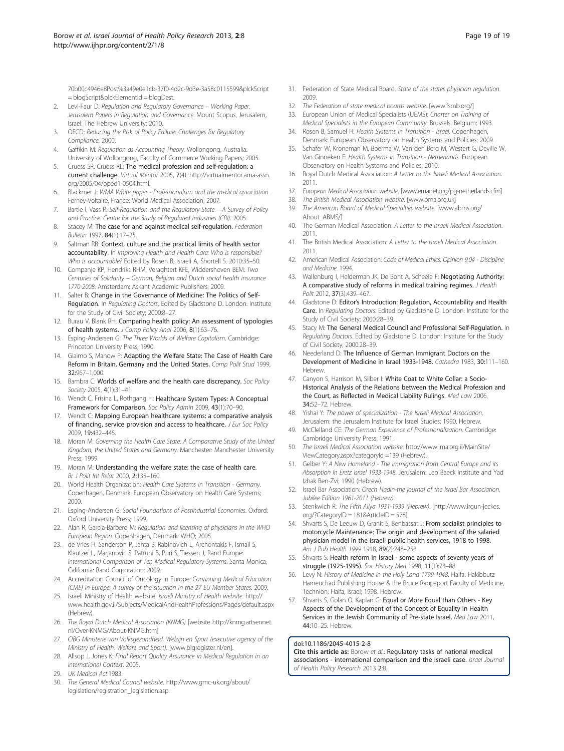70b00c4946e8Post%3a49e0e1cb-37f0-4d2c-9d3e-3a58c0115599&plckScript = blogScript&plckElementId = blogDest.

2. Levi-Faur D: *Regulation and Regulatory Governance – Working Paper. Jerusalem Papers in Regulation and Governance*. Mount Scopus, Jerusalem, Israel: The Hebrew University; 2010.
3. OECD: *Reducing the Risk of Policy Failure: Challenges for Regulatory Compliance*. 2000.
4. Gaffikin M: *Regulation as Accounting Theory*. Wollongong, Australia: University of Wollongong, Faculty of Commerce Working Papers; 2005.
5. Cruess SR, Cruess RL: **The medical profession and self-regulation: a current challenge.** *Virtual Mentor* 2005, **7**(4). http://virtualmentor.ama-assn.org/2005/04/oped1-0504.html.
6. Blackmer J: *WMA White paper - Professionalism and the medical association*. Ferney-Voltaire, France: World Medical Association; 2007.
7. Bartle I, Vass P: *Self-Regulation and the Regulatory State – A Survey of Policy and Practice. Centre for the Study of Regulated Industries (CRI)*. 2005.
8. Stacey M: **The case for and against medical self-regulation.** *Federation Bulletin* 1997, **84**(1):17–25.
9. Saltman RB: **Context, culture and the practical limits of health sector accountability.** In *Improving Health and Health Care: Who is responsible? Who is accountable?* Edited by Rosen B, Israeli A, Shortell S. 2010:35–50.
10. Companje KP, Hendriks RHM, Veraghtert KFE, Widdershoven BEM: *Two Centuries of Solidarity – German, Belgian and Dutch social health insurance 1770-2008*. Amsterdam: Askant Academic Publishers; 2009.
11. Salter B: **Change in the Governance of Medicine: The Politics of Self-Regulation.** In *Regulating Doctors*. Edited by Gladstone D. London: Institute for the Study of Civil Society; 2000:8–27.
12. Burau V, Blank RH: **Comparing health policy: An assessment of typologies of health systems.** *J Comp Policy Anal* 2006, **8**(1):63–76.
13. Esping-Andersen G: *The Three Worlds of Welfare Capitalism*. Cambridge: Princeton University Press; 1990.
14. Giaimo S, Manow P: **Adapting the Welfare State: The Case of Health Care Reform in Britain, Germany and the United States.** *Comp Polit Stud* 1999, **32**:967–1,000.
15. Bambra C: **Worlds of welfare and the health care discrepancy.** *Soc Policy Society* 2005, **4**(1):31–41.
16. Wendt C, Frisina L, Rothgang H: **Healthcare System Types: A Conceptual Framework for Comparison.** *Soc Policy Admin* 2009, **43**(1):70–90.
17. Wendt C: **Mapping European healthcare systems: a comparative analysis of financing, service provision and access to healthcare.** *J Eur Soc Policy* 2009, **19**:432–445.
18. Moran M: *Governing the Health Care State: A Comparative Study of the United Kingdom, the United States and Germany*. Manchester: Manchester University Press; 1999.
19. Moran M: **Understanding the welfare state: the case of health care.** *Br J Polit Int Relat* 2000, **2**:135–160.
20. World Health Organization: *Health Care Systems in Transition - Germany*. Copenhagen, Denmark: European Observatory on Health Care Systems; 2000.
21. Esping-Andersen G: *Social Foundations of Postindustrial Economies*. Oxford: Oxford University Press; 1999.
22. Alan R, Garcia-Barbero M: *Regulation and licensing of physicians in the WHO European Region*. Copenhagen, Denmark: WHO; 2005.
23. de Vries H, Sanderson P, Janta B, Rabinovich L, Archontakis F, Ismail S, Klautzer L, Marjanovic S, Patruni B, Puri S, Tiessen J, Rand Europe: *International Comparison of Ten Medical Regulatory Systems*. Santa Monica, California: Rand Corporation; 2009.
24. Accreditation Council of Oncology in Europe: *Continuing Medical Education (CME) in Europe: A survey of the situation in the 27 EU Member States*. 2009.
25. Israeli Ministry of Health website: *Israeli Ministry of Health website*. http://www.health.gov.il/Subjects/MedicalAndHealthProfessions/Pages/default.aspx (Hebrew).
26. *The Royal Dutch Medical Association (KNMG)* [website http://knmg.artsennet.nl/Over-KNMG/About-KNMG.htm]
27. *CIBG Ministerie van Volksgezondheid, Welzijn en Sport (executive agency of the Ministry of Health, Welfare and Sport)*. [www.bigregister.nl/en].
28. Allsop J, Jones K: *Final Report Quality Assurance in Medical Regulation in an International Context*. 2005.
29. *UK Medical Act*.1983.
30. *The General Medical Council website*. http://www.gmc-uk.org/about/legislation/registration_legislation.asp.
31. Federation of State Medical Board. *State of the states physician regulation*. 2009.
32. *The Federation of state medical boards website*. [www.fsmb.org/]
33. European Union of Medical Specialists (UEMS): *Charter on Training of Medical Specialists in the European Community*. Brussels, Belgium; 1993.
34. Rosen B, Samuel H: *Health Systems in Transition - Israel*. Copenhagen, Denmark: European Observatory on Health Systems and Policies; 2009.
35. Schafer W, Kroneman M, Boerma W, Van den Berg M, Westert G, Deville W, Van Ginneken E: *Health Systems in Transition - Netherlands*. European Observatory on Health Systems and Policies; 2010.
36. Royal Dutch Medical Association: *A Letter to the Israeli Medical Association*. 2011.
37. *European Medical Association website*. [www.emanet.org/pg-netherlands.cfm]
38. *The British Medical Association website*. [www.bma.org.uk]
39. *The American Board of Medical Specialties website*. [www.abms.org/About_ABMS/]
40. The German Medical Association: *A Letter to the Israeli Medical Association*. 2011.
41. The British Medical Association: *A Letter to the Israeli Medical Association*. 2011.
42. American Medical Association: *Code of Medical Ethics, Opinion 9.04 - Discipline and Medicine*. 1994.
43. Wallenburg I, Helderman JK, De Bont A, Scheele F: **Negotiating Authority: A comparative study of reforms in medical training regimes.** *J Health Polit* 2012, **37**(3):439–467.
44. Gladstone D: **Editor's Introduction: Regulation, Accountability and Health Care.** In *Regulating Doctors*. Edited by Gladstone D. London: Institute for the Study of Civil Society; 2000:28–39.
45. Stacy M: **The General Medical Council and Professional Self-Regulation.** In *Regulating Doctors*. Edited by Gladstone D. London: Institute for the Study of Civil Society; 2000:28–39.
46. Neederland D: **The Influence of German Immigrant Doctors on the Development of Medicine in Israel 1933-1948.** *Cathedra* 1983, **30**:111–160. Hebrew.
47. Canyon S, Harrison M, Silber I: **White Coat to White Collar: a Socio-Historical Analysis of the Relations between the Medical Profession and the Court, as Reflected in Medical Liability Rulings.** *Med Law* 2006, **34**:52–72. Hebrew.
48. Yishai Y: *The power of specialization - The Israeli Medical Association*. Jerusalem: the Jerusalem Institute for Israel Studies; 1990. Hebrew.
49. McClelland CE: *The German Experience of Professionalization*. Cambridge: Cambridge University Press; 1991.
50. *The Israeli Medical Association website*. http://www.ima.org.il/MainSite/ViewCategory.aspx?categoryId =139 (Hebrew).
51. Gelber Y: *A New Homeland - The Immigration from Central Europe and its Absorption in Eretz Israel 1933-1948*. Jerusalem: Leo Baeck Institute and Yad Izhak Ben-Zvi; 1990 (Hebrew).
52. Israel Bar Association: *Orech Hadin-the journal of the Israel Bar Association, Jubilee Edition 1961-2011 (Hebrew)*.
53. Stenkwich R: *The Fifth Aliya 1931-1939 (Hebrew)*. [http://www.irgun-jeckes.org/?CategoryID = 181&ArticleID = 578]
54. Shvarts S, De Leeuw D, Granit S, Benbassat J: **From socialist principles to motorcycle Maintenance: The origin and development of the salaried physician model in the Israeli public health services, 1918 to 1998.** *Am J Pub Health 1999* 1918, **89**(2):248–253.
55. Shvarts S: **Health reform in Israel - some aspects of seventy years of struggle (1925-1995).** *Soc History Med* 1998, **11**(1):73–88.
56. Levy N: *History of Medicine in the Holy Land 1799-1948*. Haifa: Hakibbutz Hameuchad Publishing House & the Bruce Rappaport Faculty of Medicine, Technion, Haifa, Israel; 1998. Hebrew.
57. Shvarts S, Golan O, Kaplan G: **Equal or More Equal than Others - Key Aspects of the Development of the Concept of Equality in Health Services in the Jewish Community of Pre-state Israel.** *Med Law* 2011, **44**:10–25. Hebrew.

doi:10.1186/2045-4015-2-8

**Cite this article as:** Borow *et al.*: Regulatory tasks of national medical associations - international comparison and the Israeli case. *Israel Journal of Health Policy Research* 2013 **2**:8.